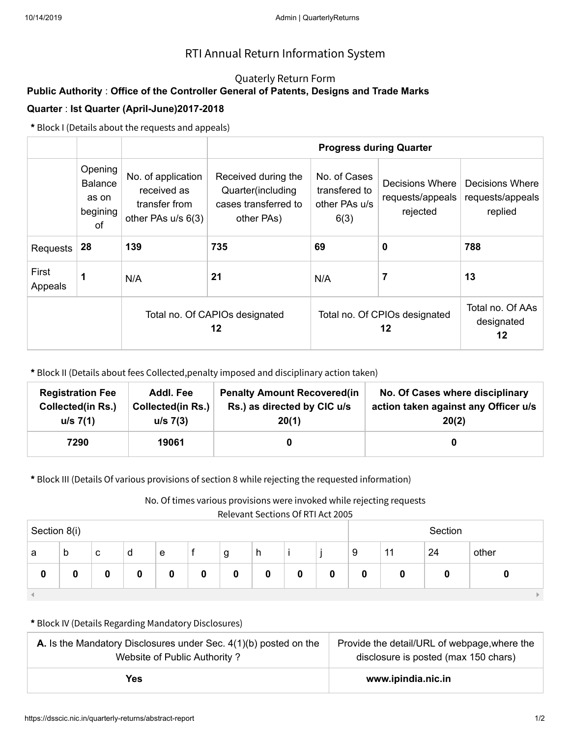# RTI Annual Return Information System

## Quaterly Return Form

**Public Authority** : **Office of the Controller General of Patents, Designs and Trade Marks**

**Quarter** : **Ist Quarter (April-June)2017-2018**

**\*** Block I (Details about the requests and appeals)

| | | | Progress during Quarter | | | |
|---|---|---|---|---|---|---|
| | Opening Balance as on begining of | No. of application received as transfer from other PAs u/s 6(3) | Received during the Quarter(including cases transferred to other PAs) | No. of Cases transfered to other PAs u/s 6(3) | Decisions Where requests/appeals rejected | Decisions Where requests/appeals replied |
| Requests | **28** | **139** | **735** | **69** | **0** | **788** |
| First Appeals | **1** | N/A | **21** | N/A | **7** | **13** |
| | Total no. Of CAPIOs designated **12** | | Total no. Of CPIOs designated **12** | | | Total no. Of AAs designated **12** |

**\*** Block II (Details about fees Collected,penalty imposed and disciplinary action taken)

| Registration Fee Collected(in Rs.) u/s 7(1) | Addl. Fee Collected(in Rs.) u/s 7(3) | Penalty Amount Recovered(in Rs.) as directed by CIC u/s 20(1) | No. Of Cases where disciplinary action taken against any Officer u/s 20(2) |
|---|---|---|---|
| 7290 | 19061 | 0 | 0 |

**\*** Block III (Details Of various provisions of section 8 while rejecting the requested information)

No. Of times various provisions were invoked while rejecting requests

Relevant Sections Of RTI Act 2005

| Section 8(i) | | | | | | | | | | Section | | | |
|---|---|---|---|---|---|---|---|---|---|---|---|---|---|
| a | b | c | d | e | f | g | h | i | j | 9 | 11 | 24 | other |
| 0 | 0 | 0 | 0 | 0 | 0 | 0 | 0 | 0 | 0 | 0 | 0 | 0 | 0 |

**\*** Block IV (Details Regarding Mandatory Disclosures)

| **A.** Is the Mandatory Disclosures under Sec. 4(1)(b) posted on the Website of Public Authority ? | Provide the detail/URL of webpage,where the disclosure is posted (max 150 chars) |
|---|---|
| **Yes** | **www.ipindia.nic.in** |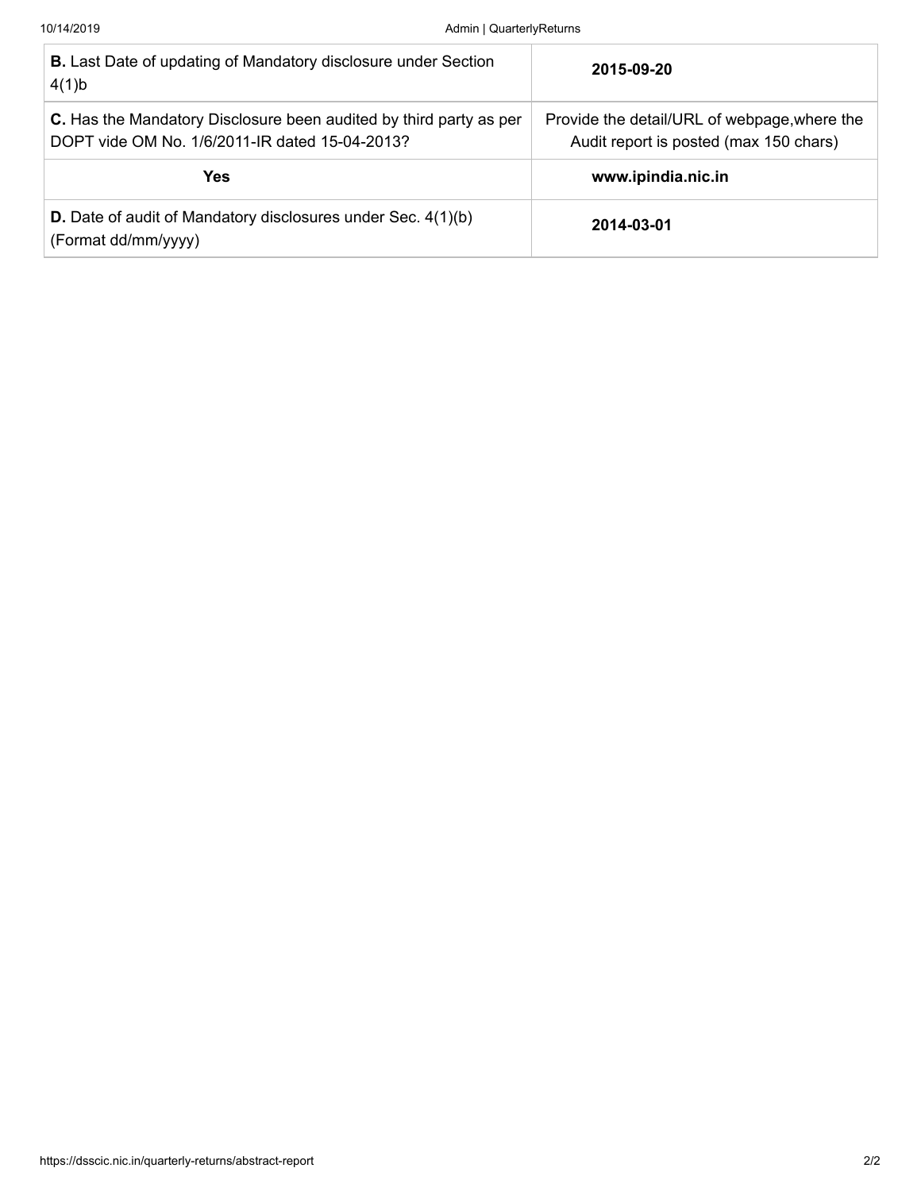| | |
|---|---|
| **B.** Last Date of updating of Mandatory disclosure under Section 4(1)b | **2015-09-20** |
| **C.** Has the Mandatory Disclosure been audited by third party as per DOPT vide OM No. 1/6/2011-IR dated 15-04-2013? | Provide the detail/URL of webpage,where the Audit report is posted (max 150 chars) |
| **Yes** | **www.ipindia.nic.in** |
| **D.** Date of audit of Mandatory disclosures under Sec. 4(1)(b) (Format dd/mm/yyyy) | **2014-03-01** |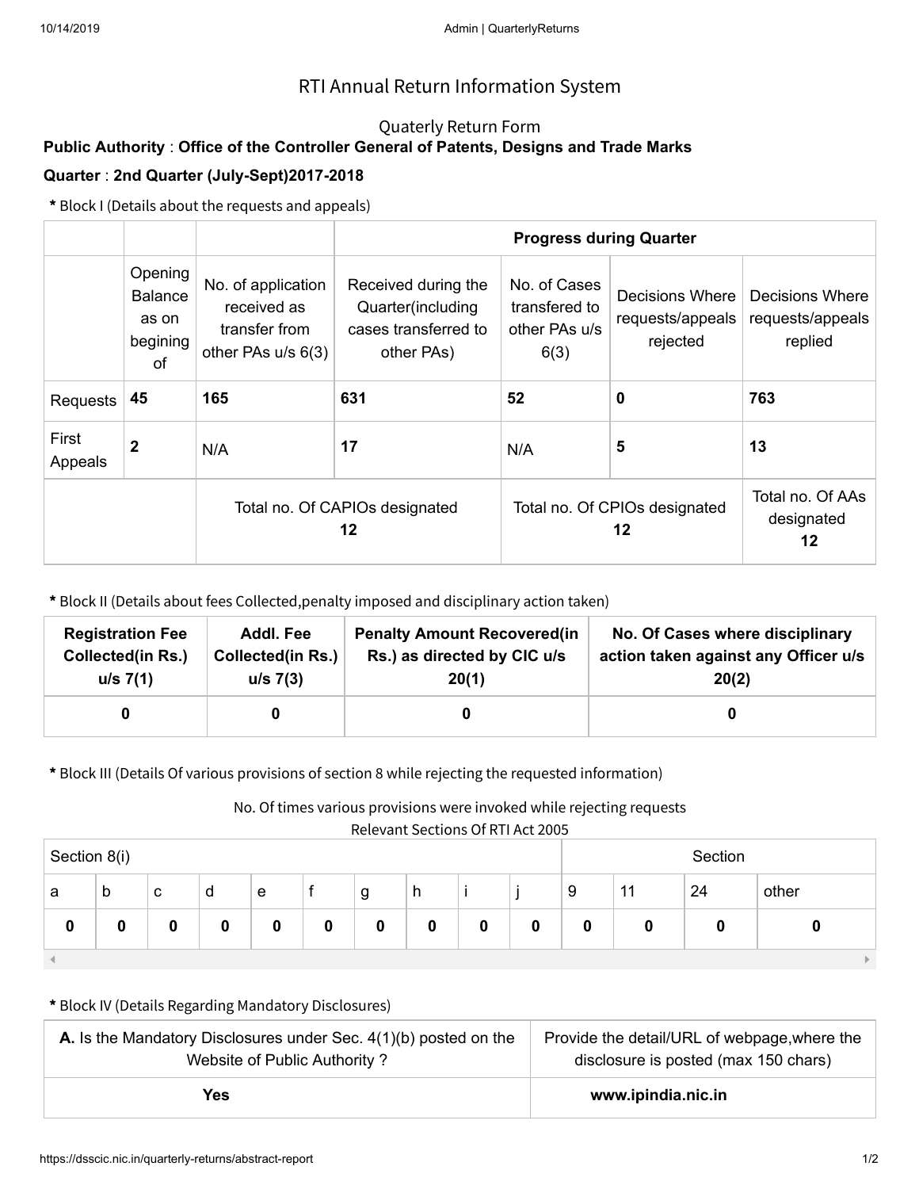# RTI Annual Return Information System

## Quaterly Return Form

**Public Authority** : **Office of the Controller General of Patents, Designs and Trade Marks**

**Quarter** : **2nd Quarter (July-Sept)2017-2018**

**\*** Block I (Details about the requests and appeals)

| | | | **Progress during Quarter** | | | |
|---|---|---|---|---|---|---|
| | Opening Balance as on begining of | No. of application received as transfer from other PAs u/s 6(3) | Received during the Quarter(including cases transferred to other PAs) | No. of Cases transfered to other PAs u/s 6(3) | Decisions Where requests/appeals rejected | Decisions Where requests/appeals replied |
| Requests | **45** | **165** | **631** | **52** | **0** | **763** |
| First Appeals | **2** | N/A | **17** | N/A | **5** | **13** |
| | Total no. Of CAPIOs designated **12** | | | Total no. Of CPIOs designated **12** | | Total no. Of AAs designated **12** |

**\*** Block II (Details about fees Collected,penalty imposed and disciplinary action taken)

| Registration Fee Collected(in Rs.) u/s 7(1) | Addl. Fee Collected(in Rs.) u/s 7(3) | Penalty Amount Recovered(in Rs.) as directed by CIC u/s 20(1) | No. Of Cases where disciplinary action taken against any Officer u/s 20(2) |
|---|---|---|---|
| **0** | **0** | **0** | **0** |

**\*** Block III (Details Of various provisions of section 8 while rejecting the requested information)

No. Of times various provisions were invoked while rejecting requests

Relevant Sections Of RTI Act 2005

| Section 8(i) | | | | | | | | | | Section | | | |
|---|---|---|---|---|---|---|---|---|---|---|---|---|---|
| a | b | c | d | e | f | g | h | i | j | 9 | 11 | 24 | other |
| **0** | **0** | **0** | **0** | **0** | **0** | **0** | **0** | **0** | **0** | **0** | **0** | **0** | **0** |

**\*** Block IV (Details Regarding Mandatory Disclosures)

| **A.** Is the Mandatory Disclosures under Sec. 4(1)(b) posted on the Website of Public Authority ? | Provide the detail/URL of webpage,where the disclosure is posted (max 150 chars) |
|---|---|
| **Yes** | **www.ipindia.nic.in** |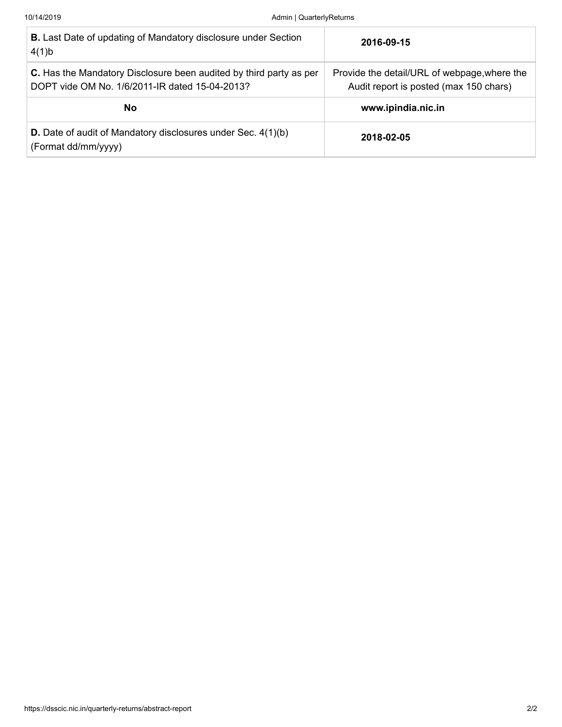| | |
|---|---|
| **B.** Last Date of updating of Mandatory disclosure under Section 4(1)b | **2016-09-15** |
| **C.** Has the Mandatory Disclosure been audited by third party as per DOPT vide OM No. 1/6/2011-IR dated 15-04-2013? | Provide the detail/URL of webpage,where the Audit report is posted (max 150 chars) |
| **No** | **www.ipindia.nic.in** |
| **D.** Date of audit of Mandatory disclosures under Sec. 4(1)(b) (Format dd/mm/yyyy) | **2018-02-05** |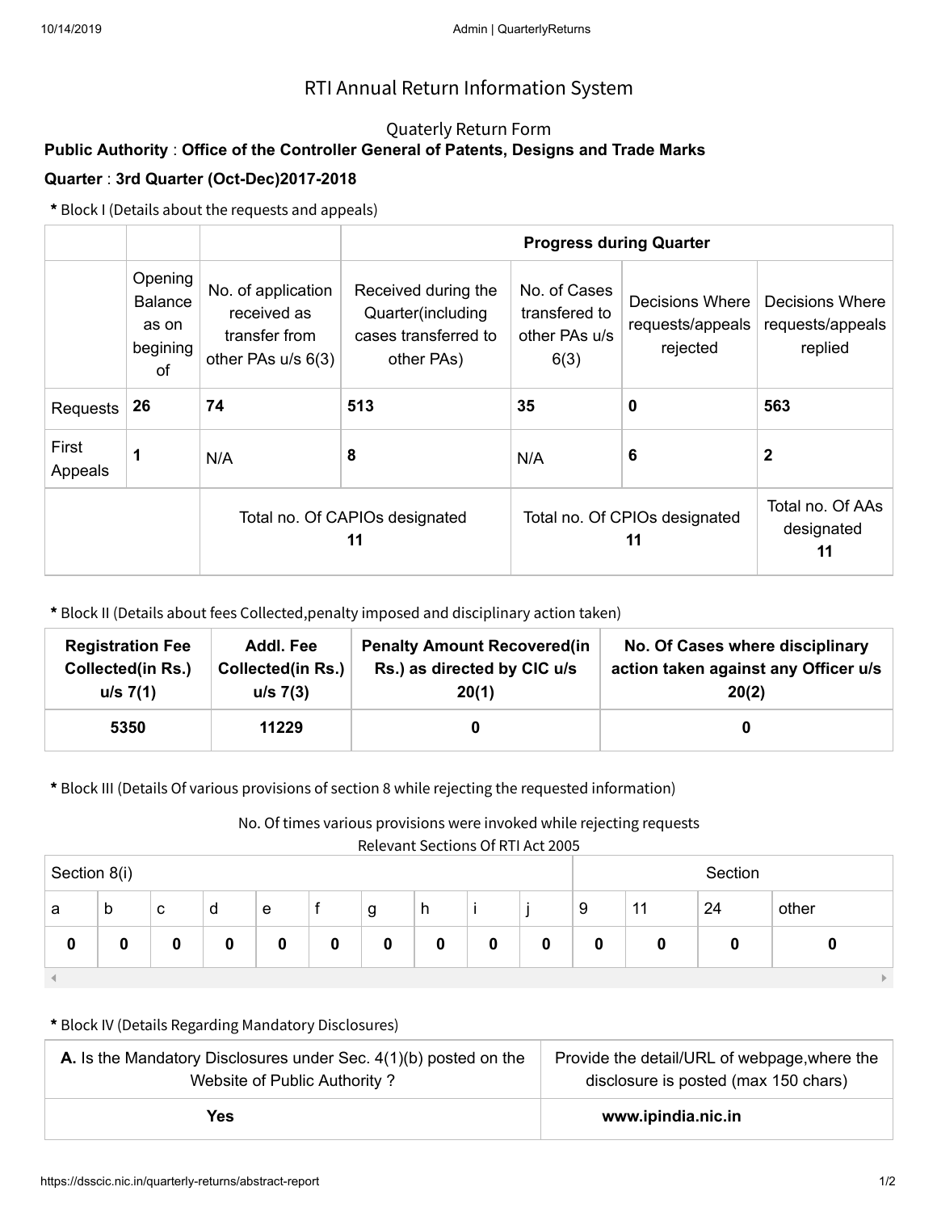# RTI Annual Return Information System

## Quaterly Return Form

**Public Authority** : **Office of the Controller General of Patents, Designs and Trade Marks**

**Quarter** : **3rd Quarter (Oct-Dec)2017-2018**

**\*** Block I (Details about the requests and appeals)

| | | | Progress during Quarter | | | |
|---|---|---|---|---|---|---|
| | Opening Balance as on begining of | No. of application received as transfer from other PAs u/s 6(3) | Received during the Quarter(including cases transferred to other PAs) | No. of Cases transfered to other PAs u/s 6(3) | Decisions Where requests/appeals rejected | Decisions Where requests/appeals replied |
| Requests | **26** | **74** | **513** | **35** | **0** | **563** |
| First Appeals | **1** | N/A | **8** | N/A | **6** | **2** |
| | Total no. Of CAPIOs designated **11** | | | Total no. Of CPIOs designated **11** | | Total no. Of AAs designated **11** |

**\*** Block II (Details about fees Collected,penalty imposed and disciplinary action taken)

| Registration Fee Collected(in Rs.) u/s 7(1) | Addl. Fee Collected(in Rs.) u/s 7(3) | Penalty Amount Recovered(in Rs.) as directed by CIC u/s 20(1) | No. Of Cases where disciplinary action taken against any Officer u/s 20(2) |
|---|---|---|---|
| **5350** | **11229** | **0** | **0** |

**\*** Block III (Details Of various provisions of section 8 while rejecting the requested information)

No. Of times various provisions were invoked while rejecting requests

Relevant Sections Of RTI Act 2005

| Section 8(i) | | | | | | | | | | Section | | | |
|---|---|---|---|---|---|---|---|---|---|---|---|---|---|
| a | b | c | d | e | f | g | h | i | j | 9 | 11 | 24 | other |
| **0** | **0** | **0** | **0** | **0** | **0** | **0** | **0** | **0** | **0** | **0** | **0** | **0** | **0** |

**\*** Block IV (Details Regarding Mandatory Disclosures)

| **A.** Is the Mandatory Disclosures under Sec. 4(1)(b) posted on the Website of Public Authority ? | Provide the detail/URL of webpage,where the disclosure is posted (max 150 chars) |
|---|---|
| **Yes** | **www.ipindia.nic.in** |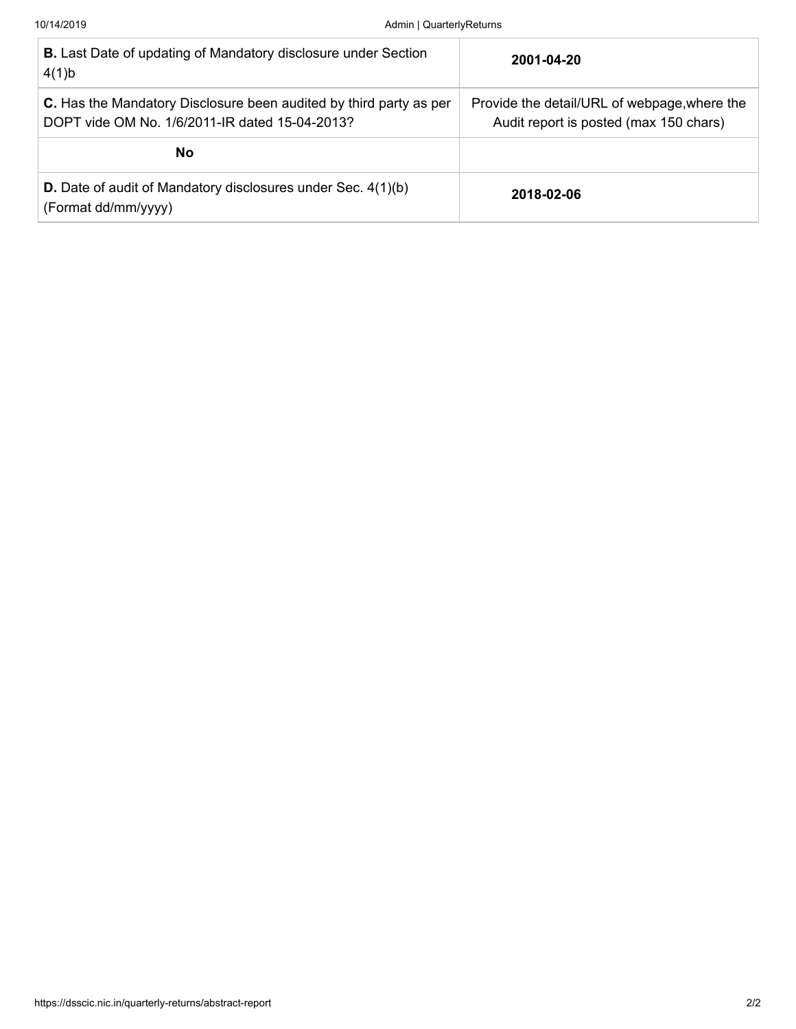| | |
|---|---|
| **B.** Last Date of updating of Mandatory disclosure under Section 4(1)b | **2001-04-20** |
| **C.** Has the Mandatory Disclosure been audited by third party as per DOPT vide OM No. 1/6/2011-IR dated 15-04-2013? | Provide the detail/URL of webpage,where the Audit report is posted (max 150 chars) |
| **No** | |
| **D.** Date of audit of Mandatory disclosures under Sec. 4(1)(b) (Format dd/mm/yyyy) | **2018-02-06** |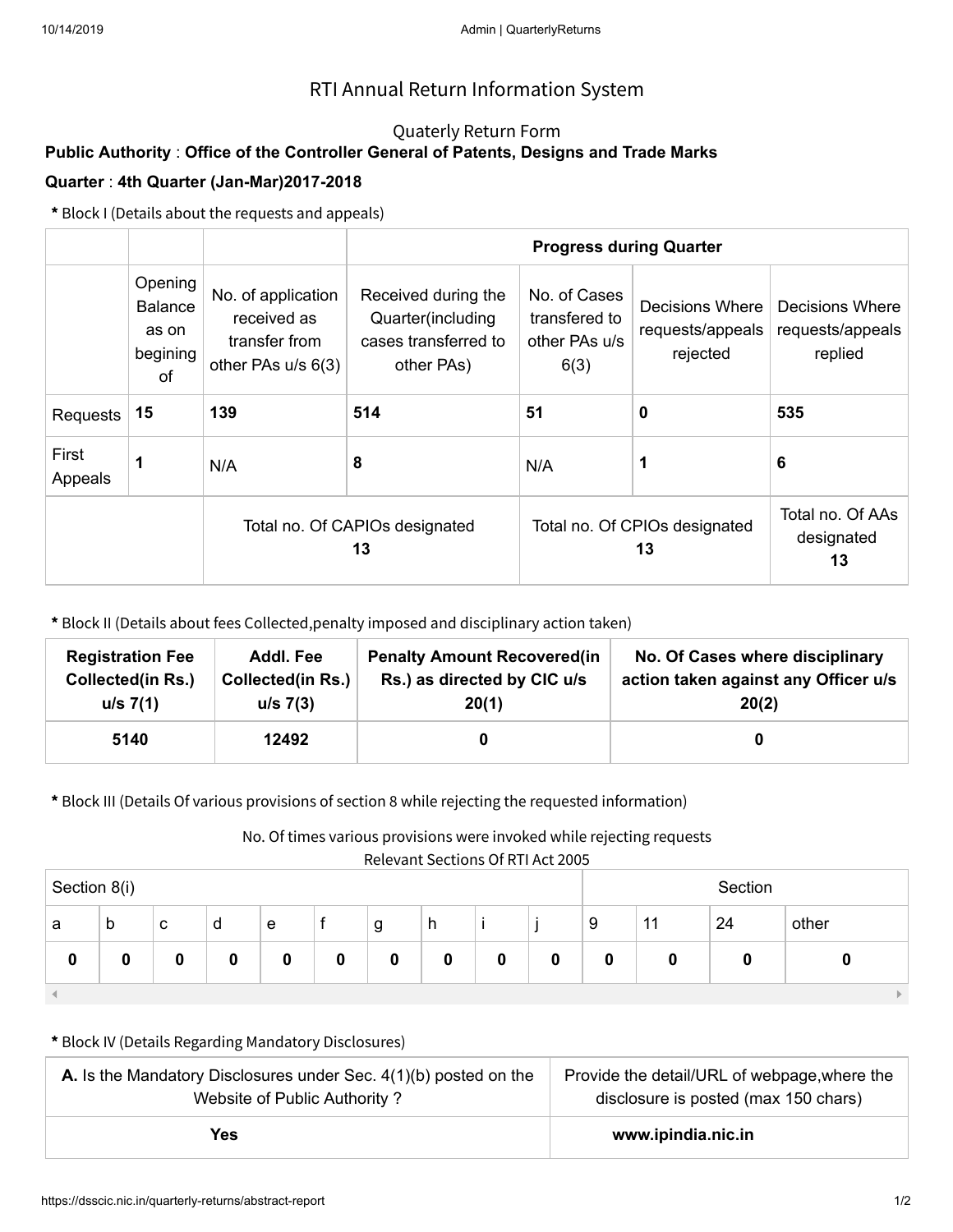# RTI Annual Return Information System

## Quaterly Return Form

**Public Authority** : **Office of the Controller General of Patents, Designs and Trade Marks**

**Quarter** : **4th Quarter (Jan-Mar)2017-2018**

**\*** Block I (Details about the requests and appeals)

| | | | Progress during Quarter | | | |
|---|---|---|---|---|---|---|
| | Opening Balance as on begining of | No. of application received as transfer from other PAs u/s 6(3) | Received during the Quarter(including cases transferred to other PAs) | No. of Cases transfered to other PAs u/s 6(3) | Decisions Where requests/appeals rejected | Decisions Where requests/appeals replied |
| Requests | **15** | **139** | **514** | **51** | **0** | **535** |
| First Appeals | **1** | N/A | **8** | N/A | **1** | **6** |
| | Total no. Of CAPIOs designated **13** | | | Total no. Of CPIOs designated **13** | | Total no. Of AAs designated **13** |

**\*** Block II (Details about fees Collected,penalty imposed and disciplinary action taken)

| Registration Fee Collected(in Rs.) u/s 7(1) | Addl. Fee Collected(in Rs.) u/s 7(3) | Penalty Amount Recovered(in Rs.) as directed by CIC u/s 20(1) | No. Of Cases where disciplinary action taken against any Officer u/s 20(2) |
|---|---|---|---|
| **5140** | **12492** | **0** | **0** |

**\*** Block III (Details Of various provisions of section 8 while rejecting the requested information)

No. Of times various provisions were invoked while rejecting requests

Relevant Sections Of RTI Act 2005

| Section 8(i) | | | | | | | | | | Section | | | |
|---|---|---|---|---|---|---|---|---|---|---|---|---|---|
| a | b | c | d | e | f | g | h | i | j | 9 | 11 | 24 | other |
| **0** | **0** | **0** | **0** | **0** | **0** | **0** | **0** | **0** | **0** | **0** | **0** | **0** | **0** |

**\*** Block IV (Details Regarding Mandatory Disclosures)

| **A.** Is the Mandatory Disclosures under Sec. 4(1)(b) posted on the Website of Public Authority ? | Provide the detail/URL of webpage,where the disclosure is posted (max 150 chars) |
|---|---|
| **Yes** | **www.ipindia.nic.in** |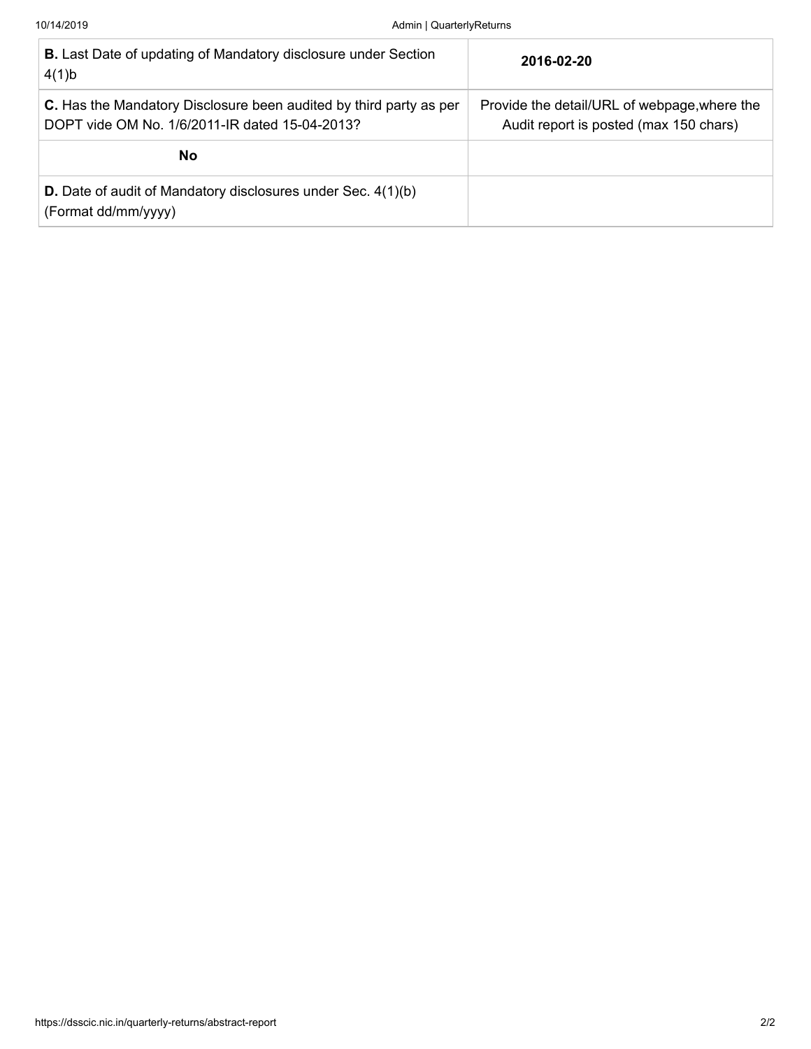| **B.** Last Date of updating of Mandatory disclosure under Section 4(1)b | **2016-02-20** |
|---|---|
| **C.** Has the Mandatory Disclosure been audited by third party as per DOPT vide OM No. 1/6/2011-IR dated 15-04-2013? | Provide the detail/URL of webpage,where the Audit report is posted (max 150 chars) |
| **No** | |
| **D.** Date of audit of Mandatory disclosures under Sec. 4(1)(b) (Format dd/mm/yyyy) | |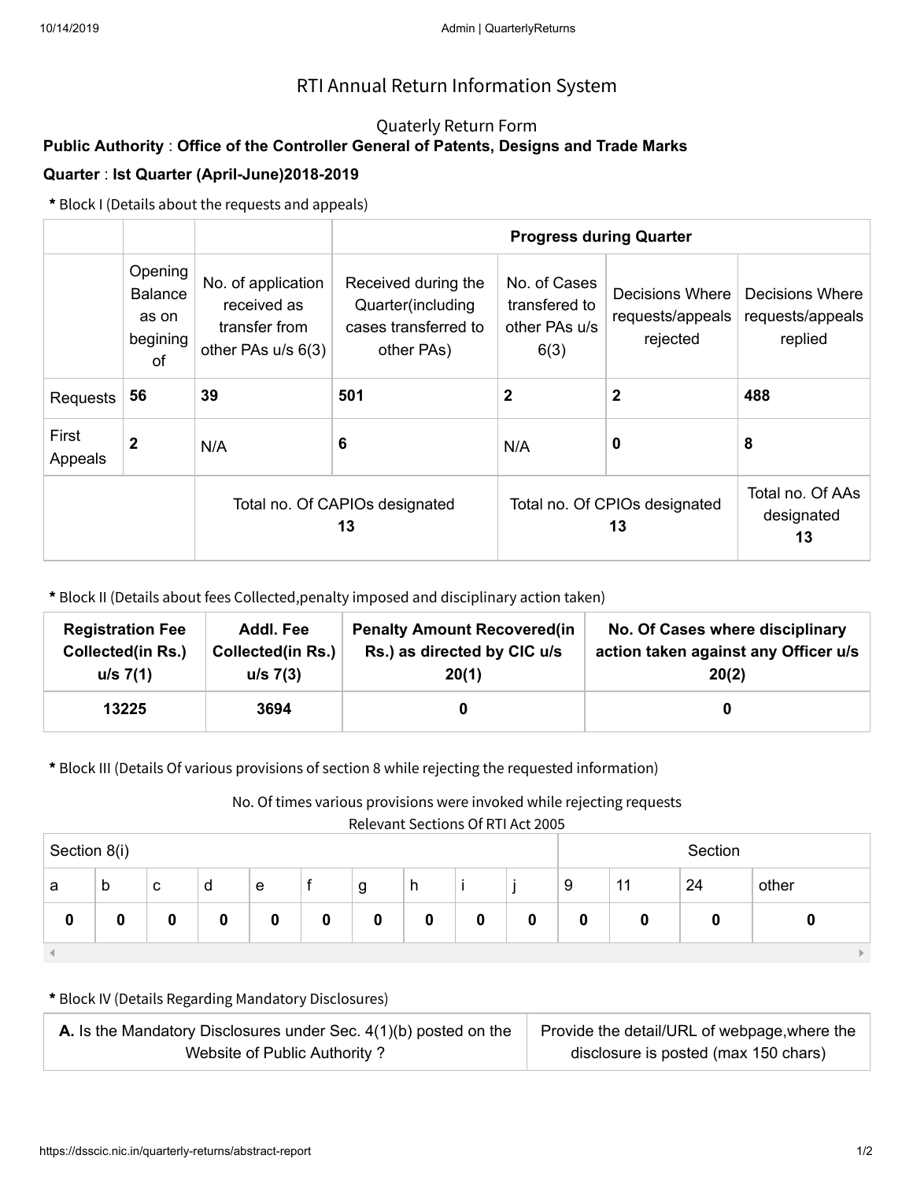# RTI Annual Return Information System

## Quaterly Return Form

**Public Authority** : **Office of the Controller General of Patents, Designs and Trade Marks**

**Quarter** : **Ist Quarter (April-June)2018-2019**

**\*** Block I (Details about the requests and appeals)

| | | | Progress during Quarter | | | |
|---|---|---|---|---|---|---|
| | Opening Balance as on begining of | No. of application received as transfer from other PAs u/s 6(3) | Received during the Quarter(including cases transferred to other PAs) | No. of Cases transfered to other PAs u/s 6(3) | Decisions Where requests/appeals rejected | Decisions Where requests/appeals replied |
| Requests | **56** | **39** | **501** | **2** | **2** | **488** |
| First Appeals | **2** | N/A | **6** | N/A | **0** | **8** |
| | Total no. Of CAPIOs designated **13** | | | Total no. Of CPIOs designated **13** | | Total no. Of AAs designated **13** |

**\*** Block II (Details about fees Collected,penalty imposed and disciplinary action taken)

| Registration Fee Collected(in Rs.) u/s 7(1) | Addl. Fee Collected(in Rs.) u/s 7(3) | Penalty Amount Recovered(in Rs.) as directed by CIC u/s 20(1) | No. Of Cases where disciplinary action taken against any Officer u/s 20(2) |
|---|---|---|---|
| **13225** | **3694** | **0** | **0** |

**\*** Block III (Details Of various provisions of section 8 while rejecting the requested information)

No. Of times various provisions were invoked while rejecting requests

Relevant Sections Of RTI Act 2005

| Section 8(i) | | | | | | | | | | Section | | | |
|---|---|---|---|---|---|---|---|---|---|---|---|---|---|
| a | b | c | d | e | f | g | h | i | j | 9 | 11 | 24 | other |
| **0** | **0** | **0** | **0** | **0** | **0** | **0** | **0** | **0** | **0** | **0** | **0** | **0** | **0** |

**\*** Block IV (Details Regarding Mandatory Disclosures)

| **A.** Is the Mandatory Disclosures under Sec. 4(1)(b) posted on the Website of Public Authority ? | Provide the detail/URL of webpage,where the disclosure is posted (max 150 chars) |
|---|---|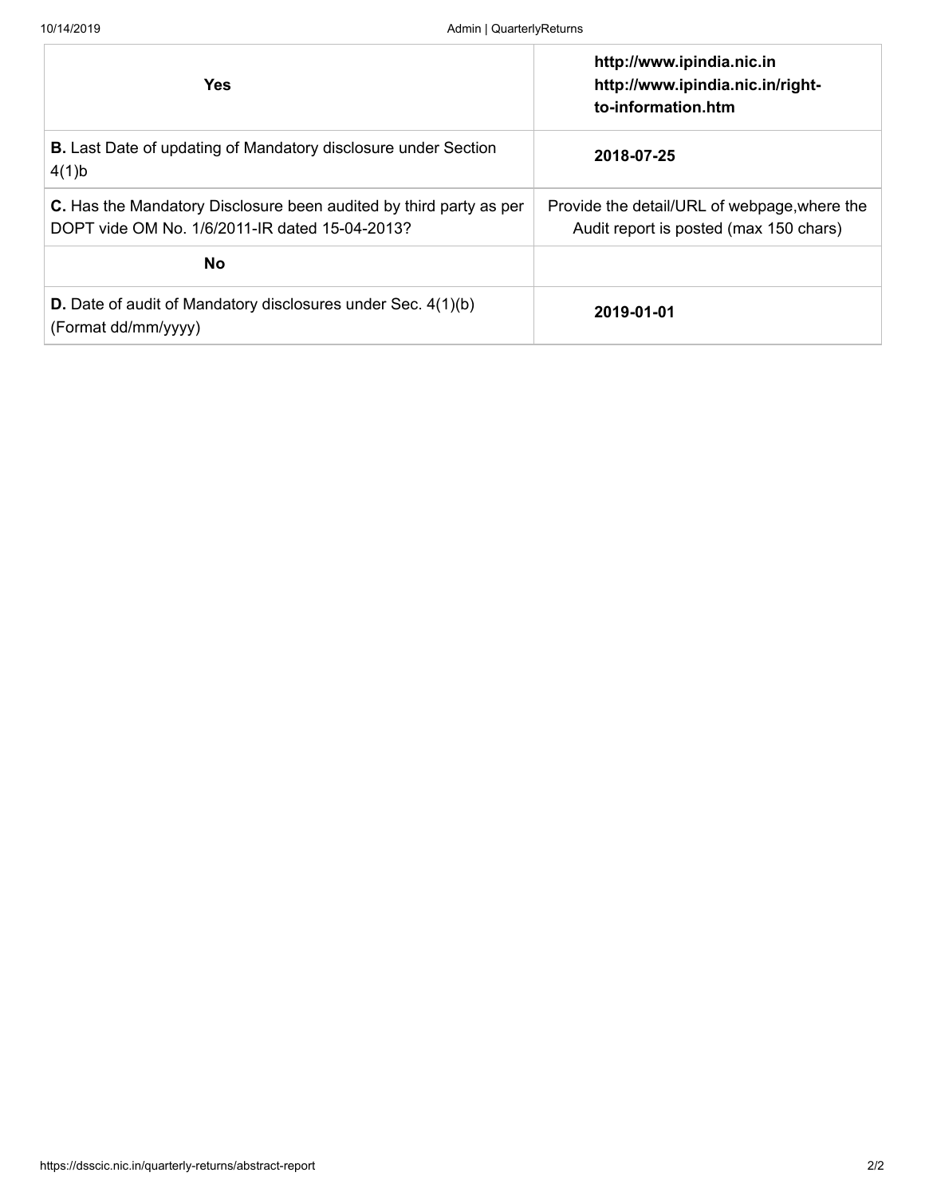| Yes | http://www.ipindia.nic.in http://www.ipindia.nic.in/right-to-information.htm |
| --- | --- |
| **B.** Last Date of updating of Mandatory disclosure under Section 4(1)b | **2018-07-25** |
| **C.** Has the Mandatory Disclosure been audited by third party as per DOPT vide OM No. 1/6/2011-IR dated 15-04-2013? | Provide the detail/URL of webpage,where the Audit report is posted (max 150 chars) |
| **No** | |
| **D.** Date of audit of Mandatory disclosures under Sec. 4(1)(b) (Format dd/mm/yyyy) | **2019-01-01** |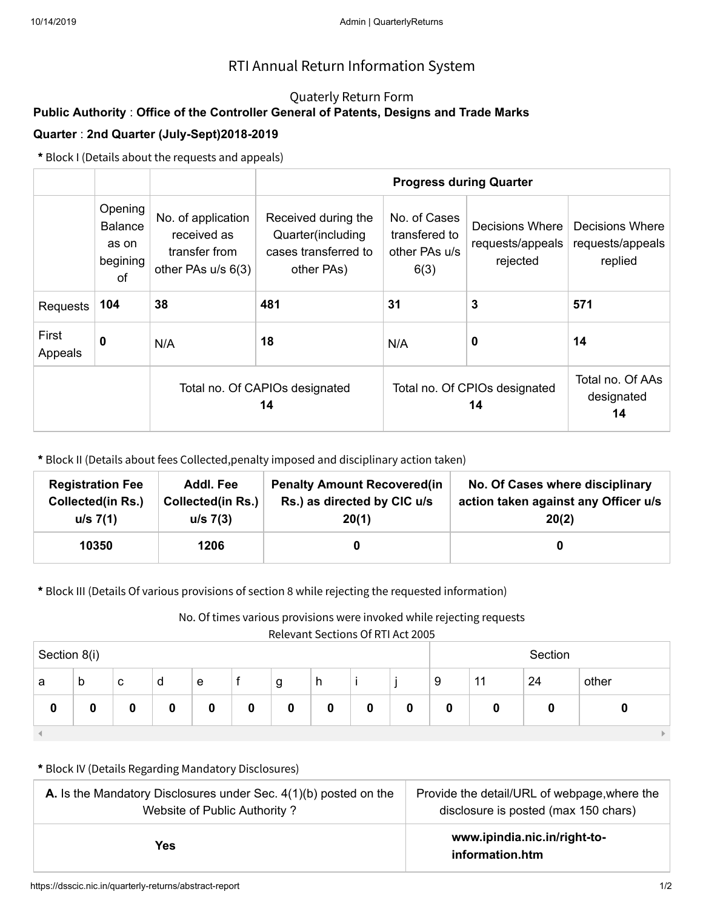# RTI Annual Return Information System

## Quaterly Return Form

**Public Authority** : **Office of the Controller General of Patents, Designs and Trade Marks**

**Quarter** : **2nd Quarter (July-Sept)2018-2019**

**\*** Block I (Details about the requests and appeals)

| | | | Progress during Quarter | | | |
|---|---|---|---|---|---|---|
| | Opening Balance as on begining of | No. of application received as transfer from other PAs u/s 6(3) | Received during the Quarter(including cases transferred to other PAs) | No. of Cases transfered to other PAs u/s 6(3) | Decisions Where requests/appeals rejected | Decisions Where requests/appeals replied |
| Requests | **104** | **38** | **481** | **31** | **3** | **571** |
| First Appeals | **0** | N/A | **18** | N/A | **0** | **14** |
| | Total no. Of CAPIOs designated **14** | | | Total no. Of CPIOs designated **14** | | Total no. Of AAs designated **14** |

**\*** Block II (Details about fees Collected,penalty imposed and disciplinary action taken)

| Registration Fee Collected(in Rs.) u/s 7(1) | Addl. Fee Collected(in Rs.) u/s 7(3) | Penalty Amount Recovered(in Rs.) as directed by CIC u/s 20(1) | No. Of Cases where disciplinary action taken against any Officer u/s 20(2) |
|---|---|---|---|
| **10350** | **1206** | **0** | **0** |

**\*** Block III (Details Of various provisions of section 8 while rejecting the requested information)

No. Of times various provisions were invoked while rejecting requests

Relevant Sections Of RTI Act 2005

| Section 8(i) | | | | | | | | | | Section | | | |
|---|---|---|---|---|---|---|---|---|---|---|---|---|---|
| a | b | c | d | e | f | g | h | i | j | 9 | 11 | 24 | other |
| **0** | **0** | **0** | **0** | **0** | **0** | **0** | **0** | **0** | **0** | **0** | **0** | **0** | **0** |

**\*** Block IV (Details Regarding Mandatory Disclosures)

| **A.** Is the Mandatory Disclosures under Sec. 4(1)(b) posted on the Website of Public Authority ? | Provide the detail/URL of webpage,where the disclosure is posted (max 150 chars) |
|---|---|
| **Yes** | **www.ipindia.nic.in/right-to-information.htm** |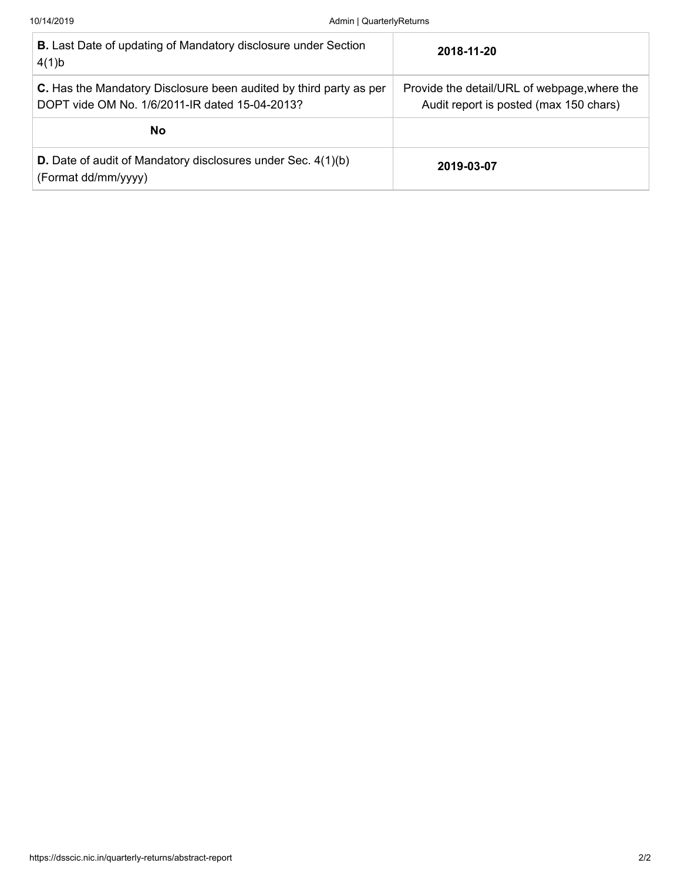| **B.** Last Date of updating of Mandatory disclosure under Section 4(1)b | **2018-11-20** |
|---|---|
| **C.** Has the Mandatory Disclosure been audited by third party as per DOPT vide OM No. 1/6/2011-IR dated 15-04-2013? | Provide the detail/URL of webpage,where the Audit report is posted (max 150 chars) |
| **No** | |
| **D.** Date of audit of Mandatory disclosures under Sec. 4(1)(b) (Format dd/mm/yyyy) | **2019-03-07** |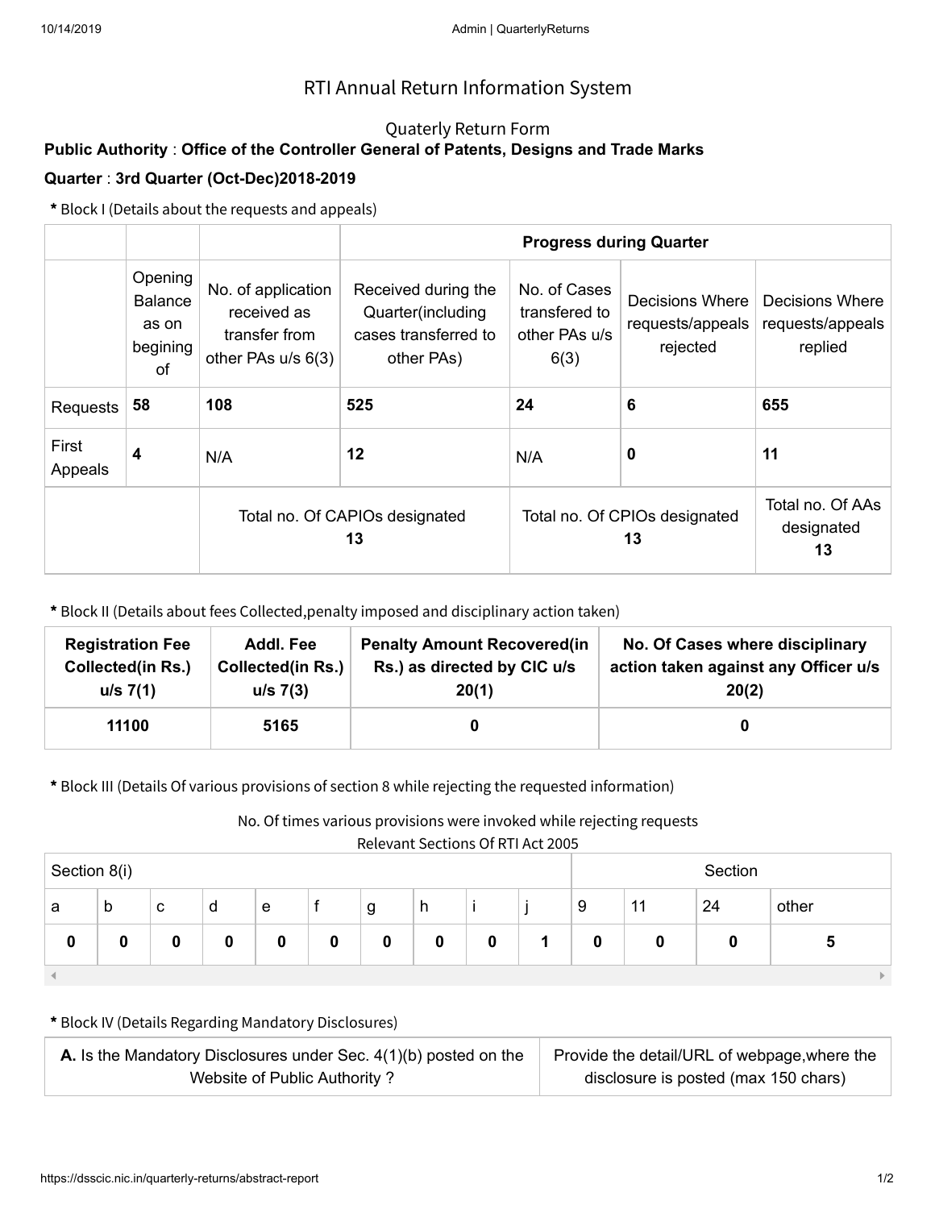# RTI Annual Return Information System

## Quaterly Return Form

**Public Authority** : **Office of the Controller General of Patents, Designs and Trade Marks**

**Quarter** : **3rd Quarter (Oct-Dec)2018-2019**

**\*** Block I (Details about the requests and appeals)

| | | | **Progress during Quarter** | | | |
|---|---|---|---|---|---|---|
| | Opening Balance as on begining of | No. of application received as transfer from other PAs u/s 6(3) | Received during the Quarter(including cases transferred to other PAs) | No. of Cases transfered to other PAs u/s 6(3) | Decisions Where requests/appeals rejected | Decisions Where requests/appeals replied |
| Requests | **58** | **108** | **525** | **24** | **6** | **655** |
| First Appeals | **4** | N/A | **12** | N/A | **0** | **11** |
| | | Total no. Of CAPIOs designated **13** | | Total no. Of CPIOs designated **13** | | Total no. Of AAs designated **13** |

**\*** Block II (Details about fees Collected,penalty imposed and disciplinary action taken)

| **Registration Fee Collected(in Rs.) u/s 7(1)** | **Addl. Fee Collected(in Rs.) u/s 7(3)** | **Penalty Amount Recovered(in Rs.) as directed by CIC u/s 20(1)** | **No. Of Cases where disciplinary action taken against any Officer u/s 20(2)** |
|---|---|---|---|
| **11100** | **5165** | **0** | **0** |

**\*** Block III (Details Of various provisions of section 8 while rejecting the requested information)

No. Of times various provisions were invoked while rejecting requests

Relevant Sections Of RTI Act 2005

| Section 8(i) | | | | | | | | | | Section | | | |
|---|---|---|---|---|---|---|---|---|---|---|---|---|---|
| a | b | c | d | e | f | g | h | i | j | 9 | 11 | 24 | other |
| **0** | **0** | **0** | **0** | **0** | **0** | **0** | **0** | **0** | **1** | **0** | **0** | **0** | **5** |

**\*** Block IV (Details Regarding Mandatory Disclosures)

| **A.** Is the Mandatory Disclosures under Sec. 4(1)(b) posted on the Website of Public Authority ? | Provide the detail/URL of webpage,where the disclosure is posted (max 150 chars) |
|---|---|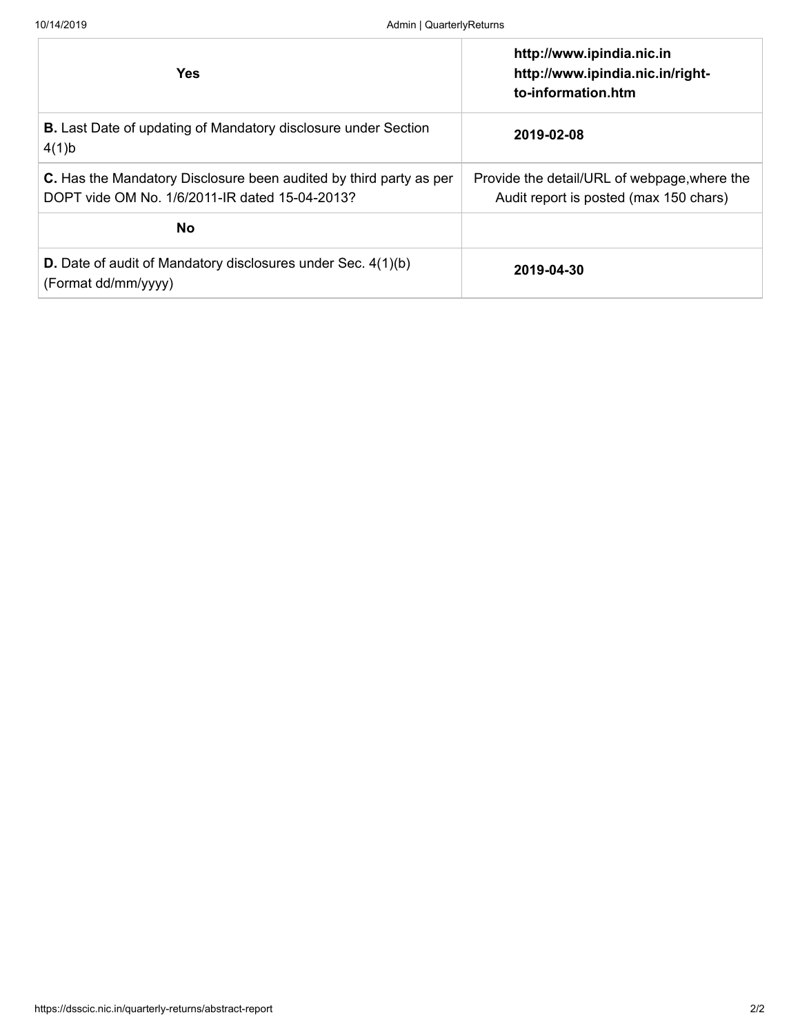| Yes | http://www.ipindia.nic.in http://www.ipindia.nic.in/right-to-information.htm |
| --- | --- |
| **B.** Last Date of updating of Mandatory disclosure under Section 4(1)b | **2019-02-08** |
| **C.** Has the Mandatory Disclosure been audited by third party as per DOPT vide OM No. 1/6/2011-IR dated 15-04-2013? | Provide the detail/URL of webpage,where the Audit report is posted (max 150 chars) |
| **No** | |
| **D.** Date of audit of Mandatory disclosures under Sec. 4(1)(b) (Format dd/mm/yyyy) | **2019-04-30** |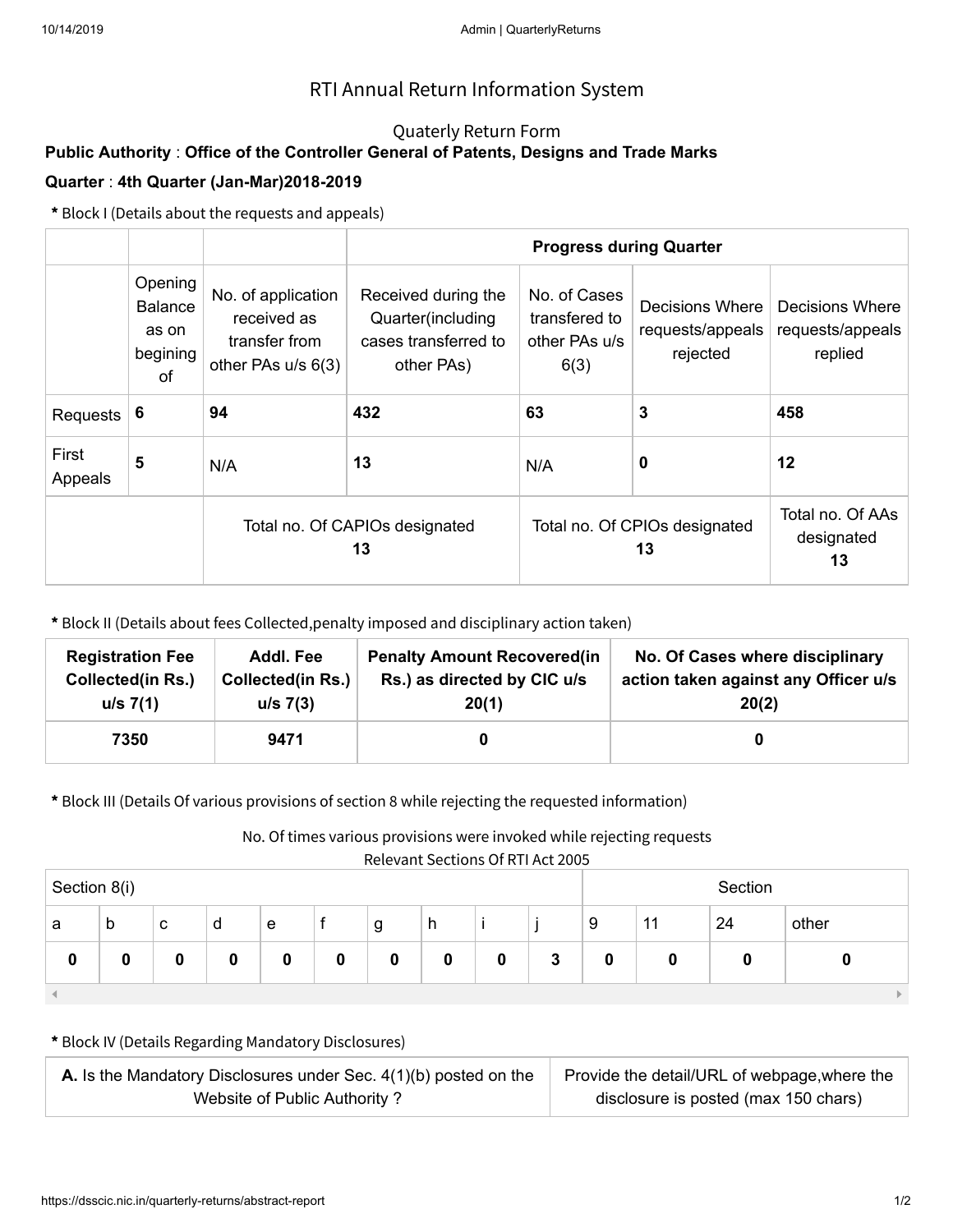# RTI Annual Return Information System

## Quaterly Return Form

**Public Authority** : **Office of the Controller General of Patents, Designs and Trade Marks**

**Quarter** : **4th Quarter (Jan-Mar)2018-2019**

**\*** Block I (Details about the requests and appeals)

| | | | Progress during Quarter | | | |
|---|---|---|---|---|---|---|
| | Opening Balance as on begining of | No. of application received as transfer from other PAs u/s 6(3) | Received during the Quarter(including cases transferred to other PAs) | No. of Cases transfered to other PAs u/s 6(3) | Decisions Where requests/appeals rejected | Decisions Where requests/appeals replied |
| Requests | **6** | **94** | **432** | **63** | **3** | **458** |
| First Appeals | **5** | N/A | **13** | N/A | **0** | **12** |
| | | Total no. Of CAPIOs designated **13** | | Total no. Of CPIOs designated **13** | | Total no. Of AAs designated **13** |

**\*** Block II (Details about fees Collected,penalty imposed and disciplinary action taken)

| Registration Fee Collected(in Rs.) u/s 7(1) | Addl. Fee Collected(in Rs.) u/s 7(3) | Penalty Amount Recovered(in Rs.) as directed by CIC u/s 20(1) | No. Of Cases where disciplinary action taken against any Officer u/s 20(2) |
|---|---|---|---|
| **7350** | **9471** | **0** | **0** |

**\*** Block III (Details Of various provisions of section 8 while rejecting the requested information)

No. Of times various provisions were invoked while rejecting requests

Relevant Sections Of RTI Act 2005

| Section 8(i) | | | | | | | | | | Section | | | |
|---|---|---|---|---|---|---|---|---|---|---|---|---|---|
| a | b | c | d | e | f | g | h | i | j | 9 | 11 | 24 | other |
| **0** | **0** | **0** | **0** | **0** | **0** | **0** | **0** | **0** | **3** | **0** | **0** | **0** | **0** |

**\*** Block IV (Details Regarding Mandatory Disclosures)

| **A.** Is the Mandatory Disclosures under Sec. 4(1)(b) posted on the Website of Public Authority ? | Provide the detail/URL of webpage,where the disclosure is posted (max 150 chars) |
|---|---|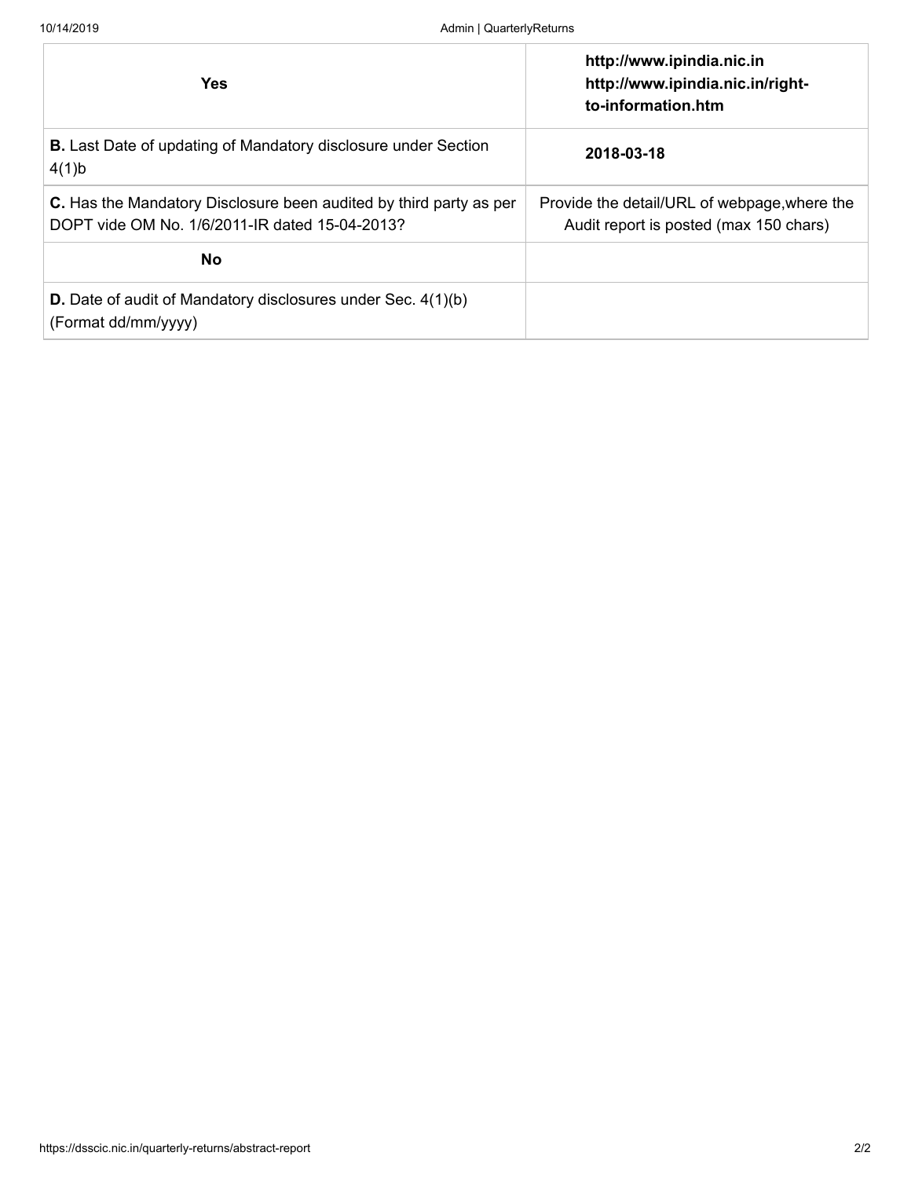| | |
|---|---|
| **Yes** | **http://www.ipindia.nic.in http://www.ipindia.nic.in/right-to-information.htm** |
| **B.** Last Date of updating of Mandatory disclosure under Section 4(1)b | **2018-03-18** |
| **C.** Has the Mandatory Disclosure been audited by third party as per DOPT vide OM No. 1/6/2011-IR dated 15-04-2013? | Provide the detail/URL of webpage,where the Audit report is posted (max 150 chars) |
| **No** | |
| **D.** Date of audit of Mandatory disclosures under Sec. 4(1)(b) (Format dd/mm/yyyy) | |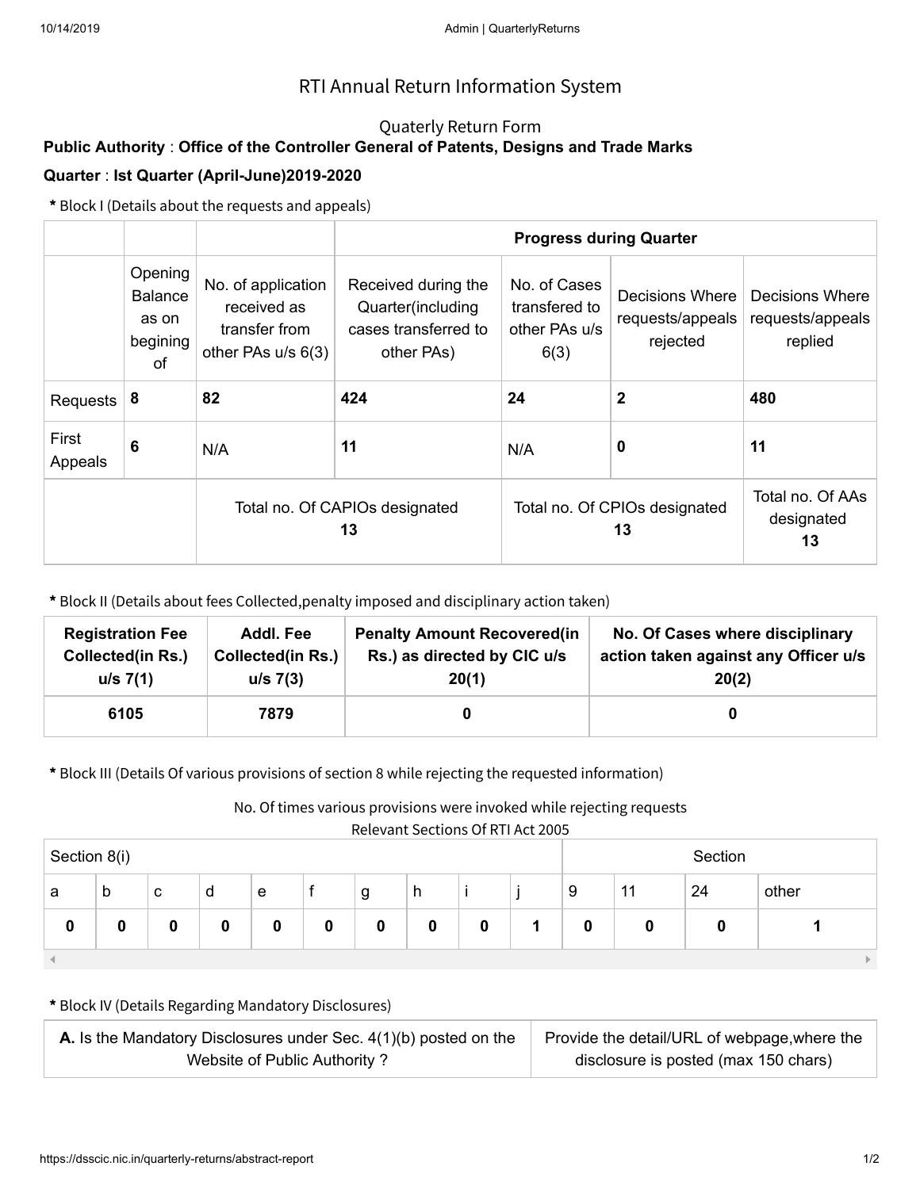# RTI Annual Return Information System

## Quaterly Return Form

**Public Authority** : **Office of the Controller General of Patents, Designs and Trade Marks**

**Quarter** : **Ist Quarter (April-June)2019-2020**

**\*** Block I (Details about the requests and appeals)

| | | | **Progress during Quarter** | | | |
|---|---|---|---|---|---|---|
| | Opening Balance as on begining of | No. of application received as transfer from other PAs u/s 6(3) | Received during the Quarter(including cases transferred to other PAs) | No. of Cases transfered to other PAs u/s 6(3) | Decisions Where requests/appeals rejected | Decisions Where requests/appeals replied |
| Requests | **8** | **82** | **424** | **24** | **2** | **480** |
| First Appeals | **6** | N/A | **11** | N/A | **0** | **11** |
| | | Total no. Of CAPIOs designated **13** | | Total no. Of CPIOs designated **13** | | Total no. Of AAs designated **13** |

**\*** Block II (Details about fees Collected,penalty imposed and disciplinary action taken)

| **Registration Fee Collected(in Rs.) u/s 7(1)** | **Addl. Fee Collected(in Rs.) u/s 7(3)** | **Penalty Amount Recovered(in Rs.) as directed by CIC u/s 20(1)** | **No. Of Cases where disciplinary action taken against any Officer u/s 20(2)** |
|---|---|---|---|
| **6105** | **7879** | **0** | **0** |

**\*** Block III (Details Of various provisions of section 8 while rejecting the requested information)

No. Of times various provisions were invoked while rejecting requests

Relevant Sections Of RTI Act 2005

| Section 8(i) | | | | | | | | | | Section | | | |
|---|---|---|---|---|---|---|---|---|---|---|---|---|---|
| a | b | c | d | e | f | g | h | i | j | 9 | 11 | 24 | other |
| **0** | **0** | **0** | **0** | **0** | **0** | **0** | **0** | **0** | **1** | **0** | **0** | **0** | **1** |

**\*** Block IV (Details Regarding Mandatory Disclosures)

| **A.** Is the Mandatory Disclosures under Sec. 4(1)(b) posted on the Website of Public Authority ? | Provide the detail/URL of webpage,where the disclosure is posted (max 150 chars) |
|---|---|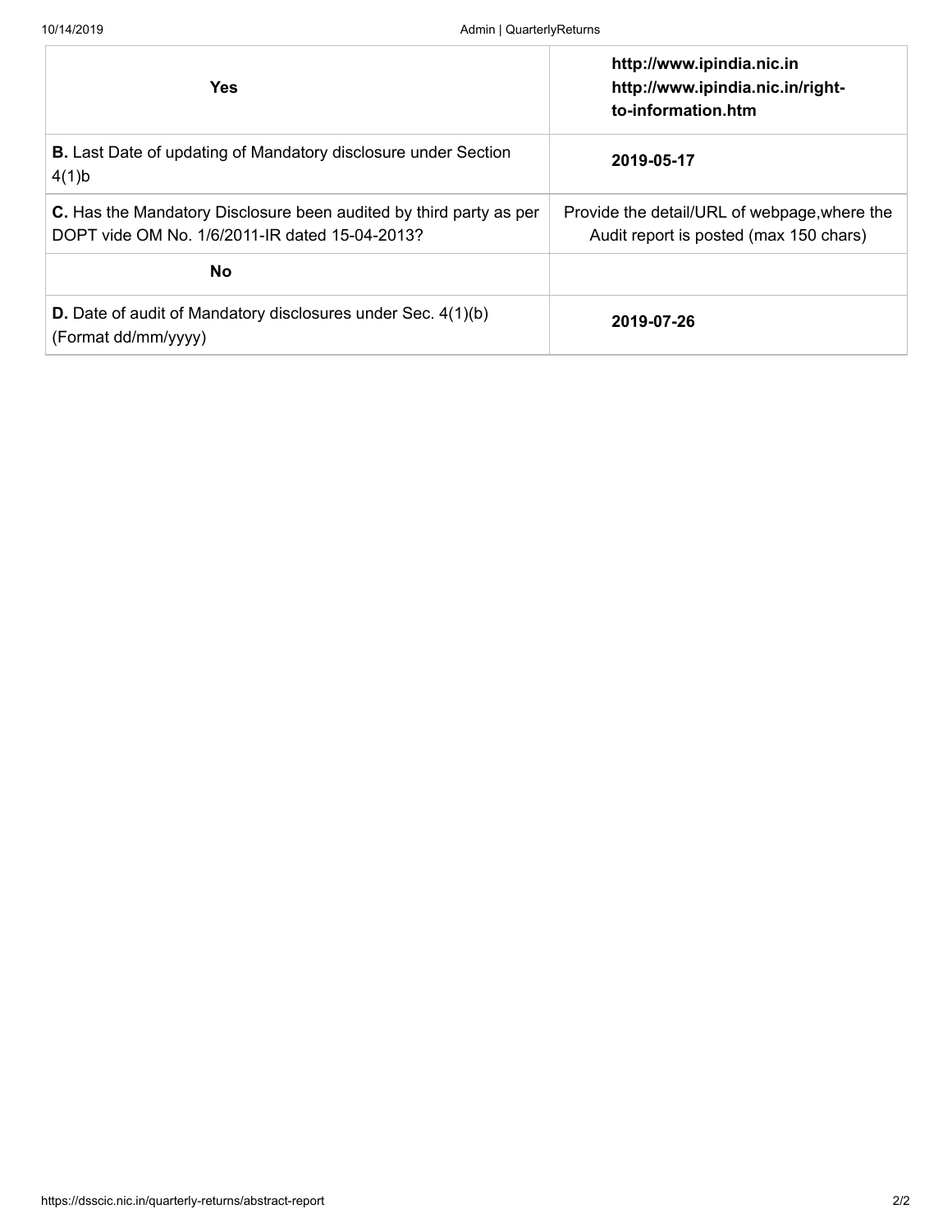| Yes | http://www.ipindia.nic.in http://www.ipindia.nic.in/right-to-information.htm |
|---|---|
| **B.** Last Date of updating of Mandatory disclosure under Section 4(1)b | **2019-05-17** |
| **C.** Has the Mandatory Disclosure been audited by third party as per DOPT vide OM No. 1/6/2011-IR dated 15-04-2013? | Provide the detail/URL of webpage,where the Audit report is posted (max 150 chars) |
| **No** | |
| **D.** Date of audit of Mandatory disclosures under Sec. 4(1)(b) (Format dd/mm/yyyy) | **2019-07-26** |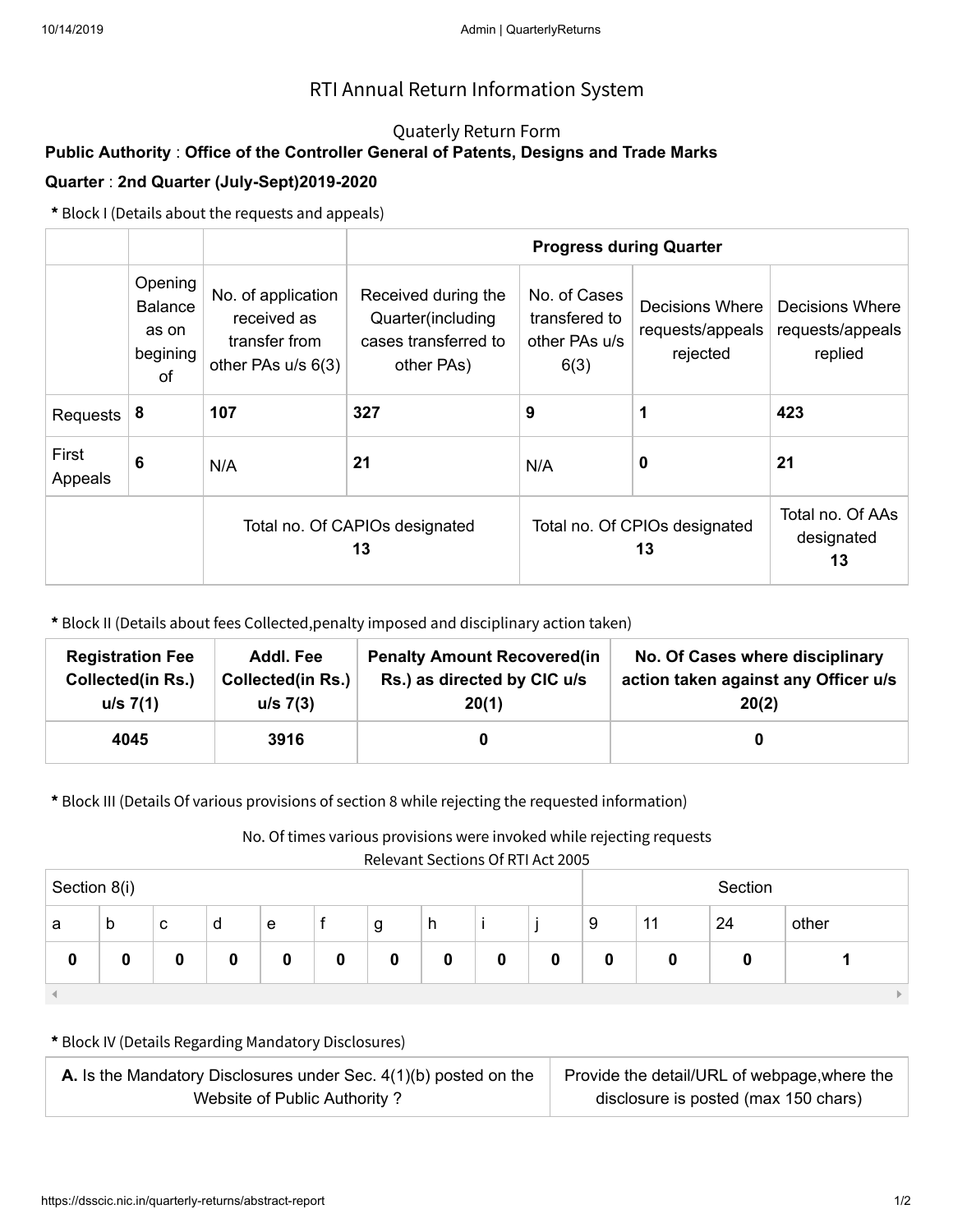# RTI Annual Return Information System

## Quaterly Return Form

**Public Authority** : **Office of the Controller General of Patents, Designs and Trade Marks**

**Quarter** : **2nd Quarter (July-Sept)2019-2020**

**\*** Block I (Details about the requests and appeals)

| | | | **Progress during Quarter** | | | |
|---|---|---|---|---|---|---|
| | Opening Balance as on begining of | No. of application received as transfer from other PAs u/s 6(3) | Received during the Quarter(including cases transferred to other PAs) | No. of Cases transfered to other PAs u/s 6(3) | Decisions Where requests/appeals rejected | Decisions Where requests/appeals replied |
| Requests | **8** | **107** | **327** | **9** | **1** | **423** |
| First Appeals | **6** | N/A | **21** | N/A | **0** | **21** |
| | | Total no. Of CAPIOs designated **13** | | Total no. Of CPIOs designated **13** | | Total no. Of AAs designated **13** |

**\*** Block II (Details about fees Collected,penalty imposed and disciplinary action taken)

| **Registration Fee Collected(in Rs.) u/s 7(1)** | **Addl. Fee Collected(in Rs.) u/s 7(3)** | **Penalty Amount Recovered(in Rs.) as directed by CIC u/s 20(1)** | **No. Of Cases where disciplinary action taken against any Officer u/s 20(2)** |
|---|---|---|---|
| **4045** | **3916** | **0** | **0** |

**\*** Block III (Details Of various provisions of section 8 while rejecting the requested information)

No. Of times various provisions were invoked while rejecting requests

Relevant Sections Of RTI Act 2005

| Section 8(i) | | | | | | | | | | Section | | | |
|---|---|---|---|---|---|---|---|---|---|---|---|---|---|
| a | b | c | d | e | f | g | h | i | j | 9 | 11 | 24 | other |
| **0** | **0** | **0** | **0** | **0** | **0** | **0** | **0** | **0** | **0** | **0** | **0** | **0** | **1** |

**\*** Block IV (Details Regarding Mandatory Disclosures)

| **A.** Is the Mandatory Disclosures under Sec. 4(1)(b) posted on the Website of Public Authority ? | Provide the detail/URL of webpage,where the disclosure is posted (max 150 chars) |
|---|---|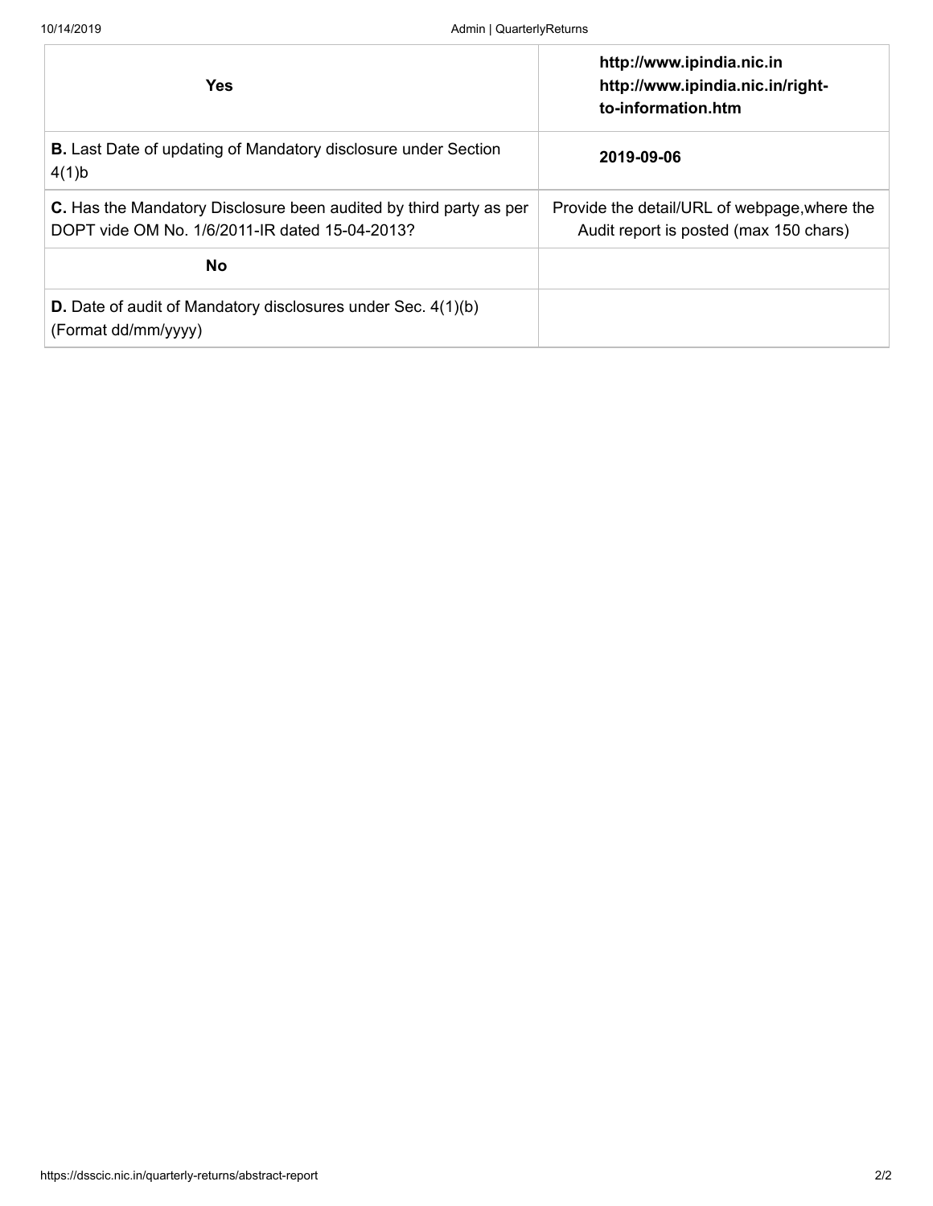| | |
|---|---|
| **Yes** | **http://www.ipindia.nic.in http://www.ipindia.nic.in/right-to-information.htm** |
| **B.** Last Date of updating of Mandatory disclosure under Section 4(1)b | **2019-09-06** |
| **C.** Has the Mandatory Disclosure been audited by third party as per DOPT vide OM No. 1/6/2011-IR dated 15-04-2013? | Provide the detail/URL of webpage,where the Audit report is posted (max 150 chars) |
| **No** | |
| **D.** Date of audit of Mandatory disclosures under Sec. 4(1)(b) (Format dd/mm/yyyy) | |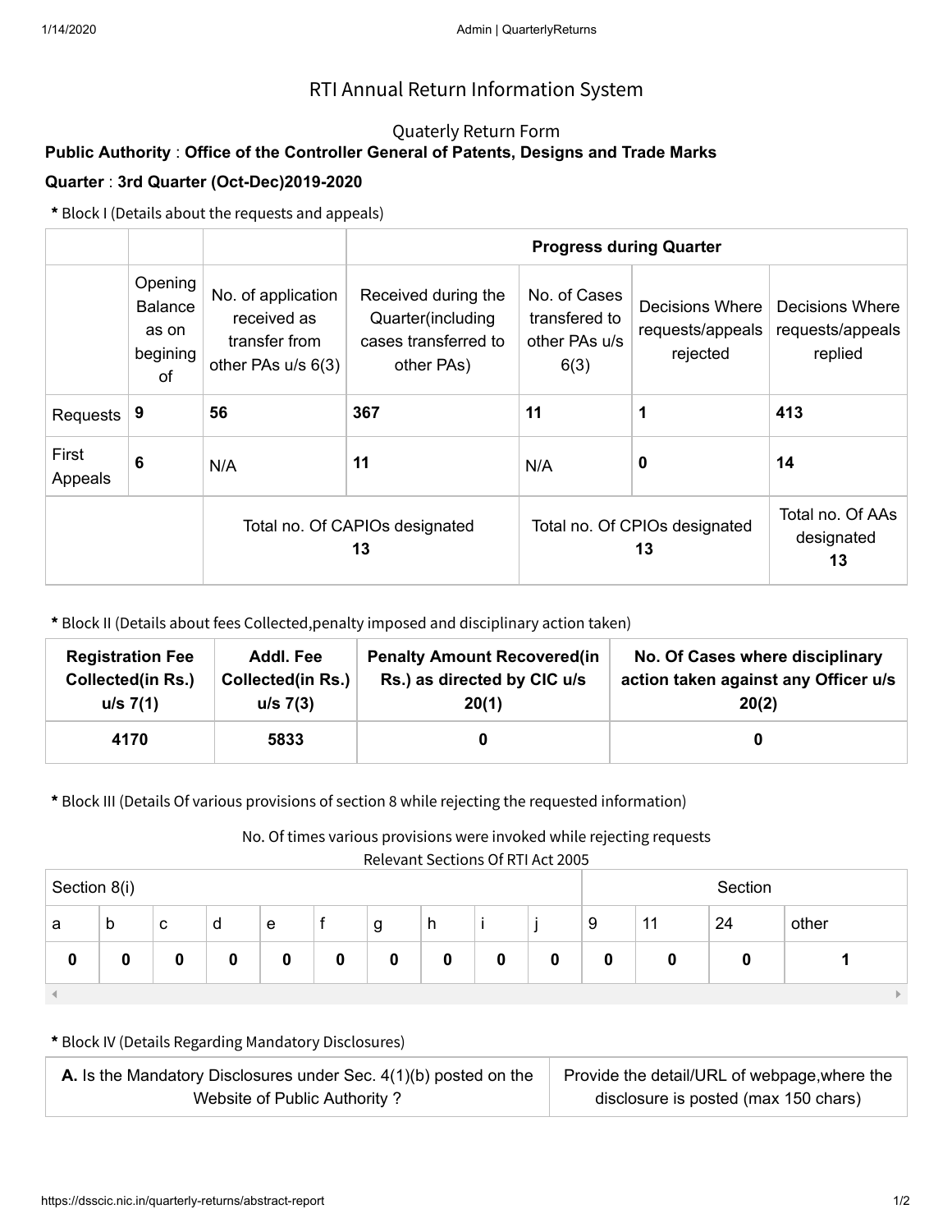# RTI Annual Return Information System

## Quaterly Return Form

**Public Authority** : **Office of the Controller General of Patents, Designs and Trade Marks**

**Quarter** : **3rd Quarter (Oct-Dec)2019-2020**

**\*** Block I (Details about the requests and appeals)

| | | | Progress during Quarter | | | |
|---|---|---|---|---|---|---|
| | Opening Balance as on begining of | No. of application received as transfer from other PAs u/s 6(3) | Received during the Quarter(including cases transferred to other PAs) | No. of Cases transfered to other PAs u/s 6(3) | Decisions Where requests/appeals rejected | Decisions Where requests/appeals replied |
| Requests | **9** | **56** | **367** | **11** | **1** | **413** |
| First Appeals | **6** | N/A | **11** | N/A | **0** | **14** |
| | | Total no. Of CAPIOs designated **13** | | Total no. Of CPIOs designated **13** | | Total no. Of AAs designated **13** |

**\*** Block II (Details about fees Collected,penalty imposed and disciplinary action taken)

| Registration Fee Collected(in Rs.) u/s 7(1) | Addl. Fee Collected(in Rs.) u/s 7(3) | Penalty Amount Recovered(in Rs.) as directed by CIC u/s 20(1) | No. Of Cases where disciplinary action taken against any Officer u/s 20(2) |
|---|---|---|---|
| **4170** | **5833** | **0** | **0** |

**\*** Block III (Details Of various provisions of section 8 while rejecting the requested information)

No. Of times various provisions were invoked while rejecting requests

Relevant Sections Of RTI Act 2005

| Section 8(i) | | | | | | | | | | Section | | | |
|---|---|---|---|---|---|---|---|---|---|---|---|---|---|
| a | b | c | d | e | f | g | h | i | j | 9 | 11 | 24 | other |
| **0** | **0** | **0** | **0** | **0** | **0** | **0** | **0** | **0** | **0** | **0** | **0** | **0** | **1** |

**\*** Block IV (Details Regarding Mandatory Disclosures)

| **A.** Is the Mandatory Disclosures under Sec. 4(1)(b) posted on the Website of Public Authority ? | Provide the detail/URL of webpage,where the disclosure is posted (max 150 chars) |
|---|---|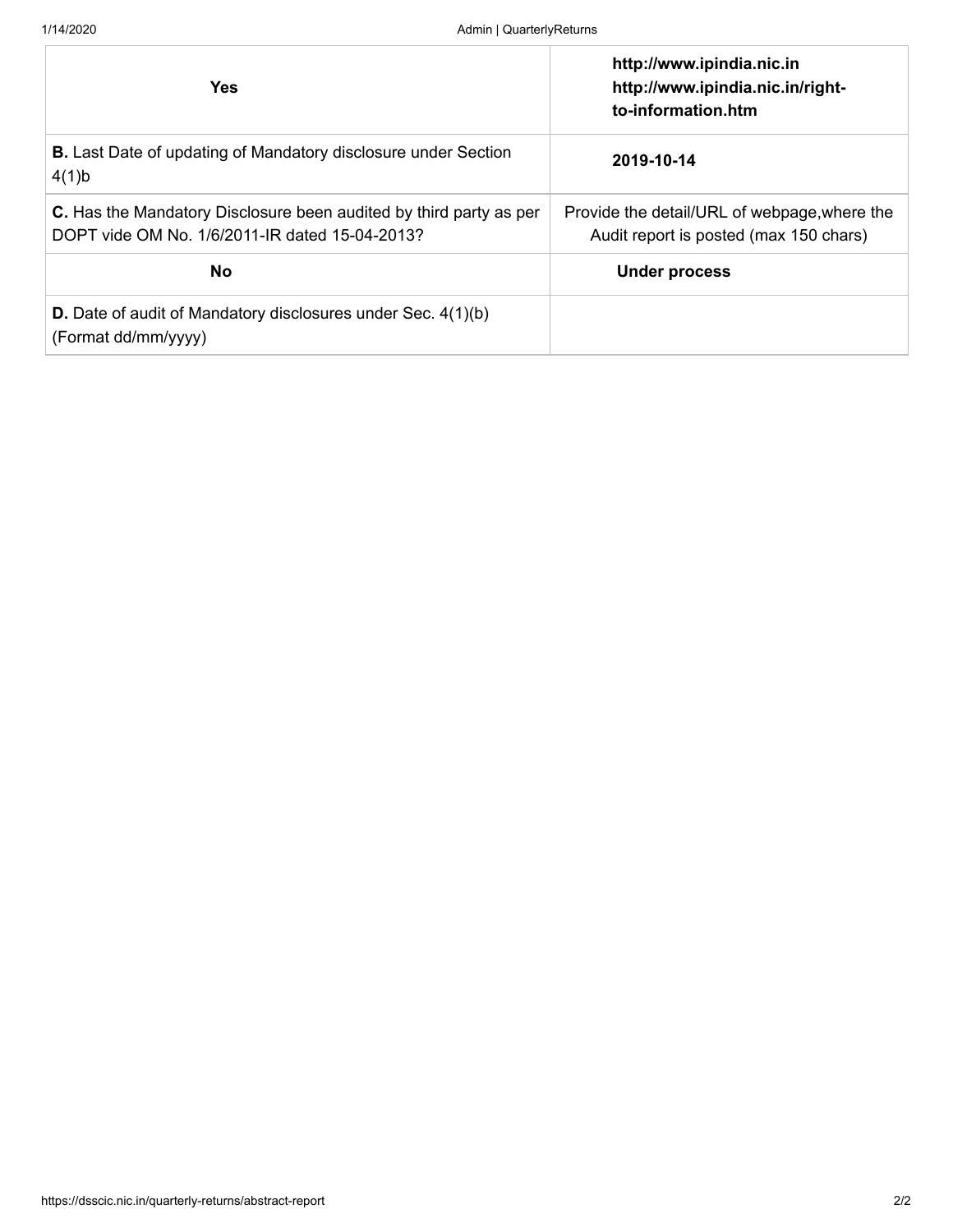| | |
|---|---|
| **Yes** | **http://www.ipindia.nic.in http://www.ipindia.nic.in/right-to-information.htm** |
| **B.** Last Date of updating of Mandatory disclosure under Section 4(1)b | **2019-10-14** |
| **C.** Has the Mandatory Disclosure been audited by third party as per DOPT vide OM No. 1/6/2011-IR dated 15-04-2013? | Provide the detail/URL of webpage,where the Audit report is posted (max 150 chars) |
| **No** | **Under process** |
| **D.** Date of audit of Mandatory disclosures under Sec. 4(1)(b) (Format dd/mm/yyyy) | |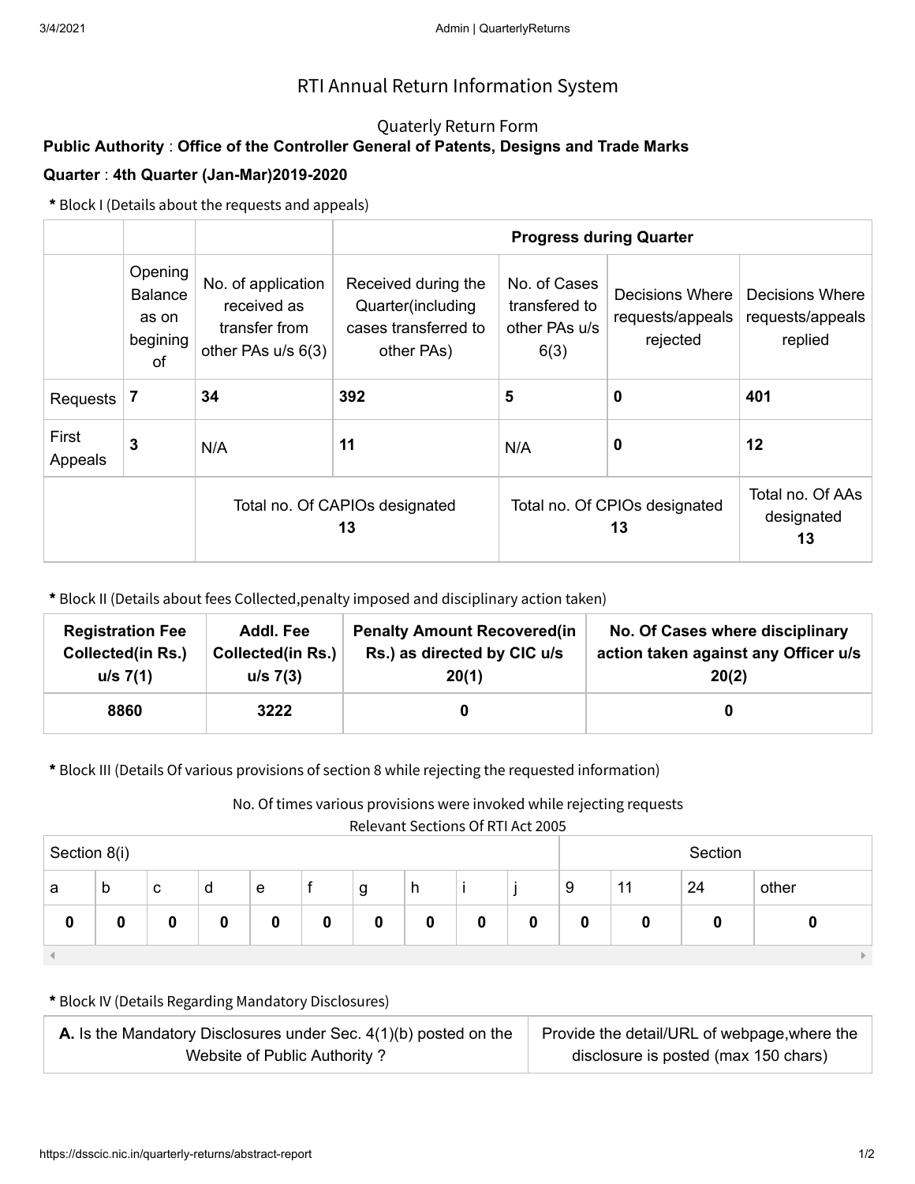# RTI Annual Return Information System

## Quaterly Return Form

**Public Authority** : **Office of the Controller General of Patents, Designs and Trade Marks**

**Quarter** : **4th Quarter (Jan-Mar)2019-2020**

**\*** Block I (Details about the requests and appeals)

| | | | **Progress during Quarter** | | | |
|---|---|---|---|---|---|---|
| | Opening Balance as on begining of | No. of application received as transfer from other PAs u/s 6(3) | Received during the Quarter(including cases transferred to other PAs) | No. of Cases transfered to other PAs u/s 6(3) | Decisions Where requests/appeals rejected | Decisions Where requests/appeals replied |
| Requests | **7** | **34** | **392** | **5** | **0** | **401** |
| First Appeals | **3** | N/A | **11** | N/A | **0** | **12** |
| | | Total no. Of CAPIOs designated **13** | | Total no. Of CPIOs designated **13** | | Total no. Of AAs designated **13** |

**\*** Block II (Details about fees Collected,penalty imposed and disciplinary action taken)

| **Registration Fee Collected(in Rs.) u/s 7(1)** | **Addl. Fee Collected(in Rs.) u/s 7(3)** | **Penalty Amount Recovered(in Rs.) as directed by CIC u/s 20(1)** | **No. Of Cases where disciplinary action taken against any Officer u/s 20(2)** |
|---|---|---|---|
| **8860** | **3222** | **0** | **0** |

**\*** Block III (Details Of various provisions of section 8 while rejecting the requested information)

No. Of times various provisions were invoked while rejecting requests

Relevant Sections Of RTI Act 2005

| Section 8(i) | | | | | | | | | | Section | | | |
|---|---|---|---|---|---|---|---|---|---|---|---|---|---|
| a | b | c | d | e | f | g | h | i | j | 9 | 11 | 24 | other |
| **0** | **0** | **0** | **0** | **0** | **0** | **0** | **0** | **0** | **0** | **0** | **0** | **0** | **0** |

**\*** Block IV (Details Regarding Mandatory Disclosures)

| **A.** Is the Mandatory Disclosures under Sec. 4(1)(b) posted on the Website of Public Authority ? | Provide the detail/URL of webpage,where the disclosure is posted (max 150 chars) |
|---|---|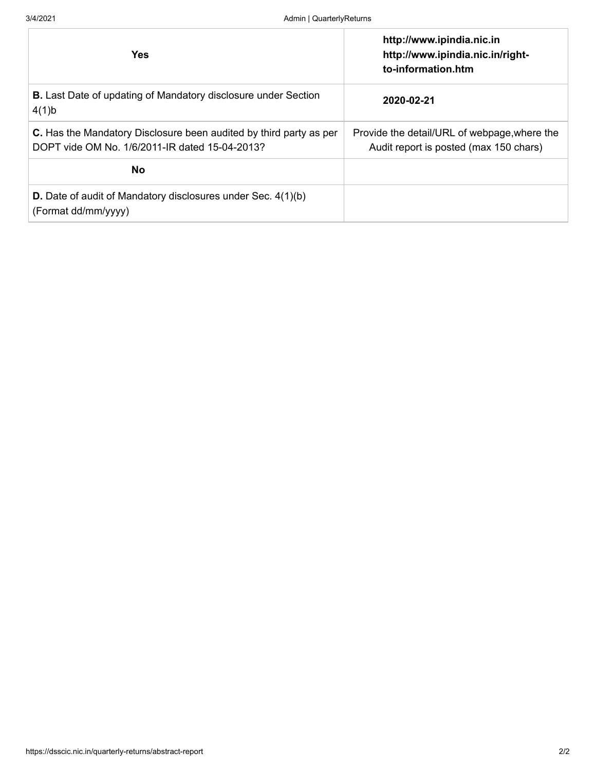| | |
|---|---|
| **Yes** | **http://www.ipindia.nic.in http://www.ipindia.nic.in/right-to-information.htm** |
| **B.** Last Date of updating of Mandatory disclosure under Section 4(1)b | **2020-02-21** |
| **C.** Has the Mandatory Disclosure been audited by third party as per DOPT vide OM No. 1/6/2011-IR dated 15-04-2013? | Provide the detail/URL of webpage,where the Audit report is posted (max 150 chars) |
| **No** | |
| **D.** Date of audit of Mandatory disclosures under Sec. 4(1)(b) (Format dd/mm/yyyy) | |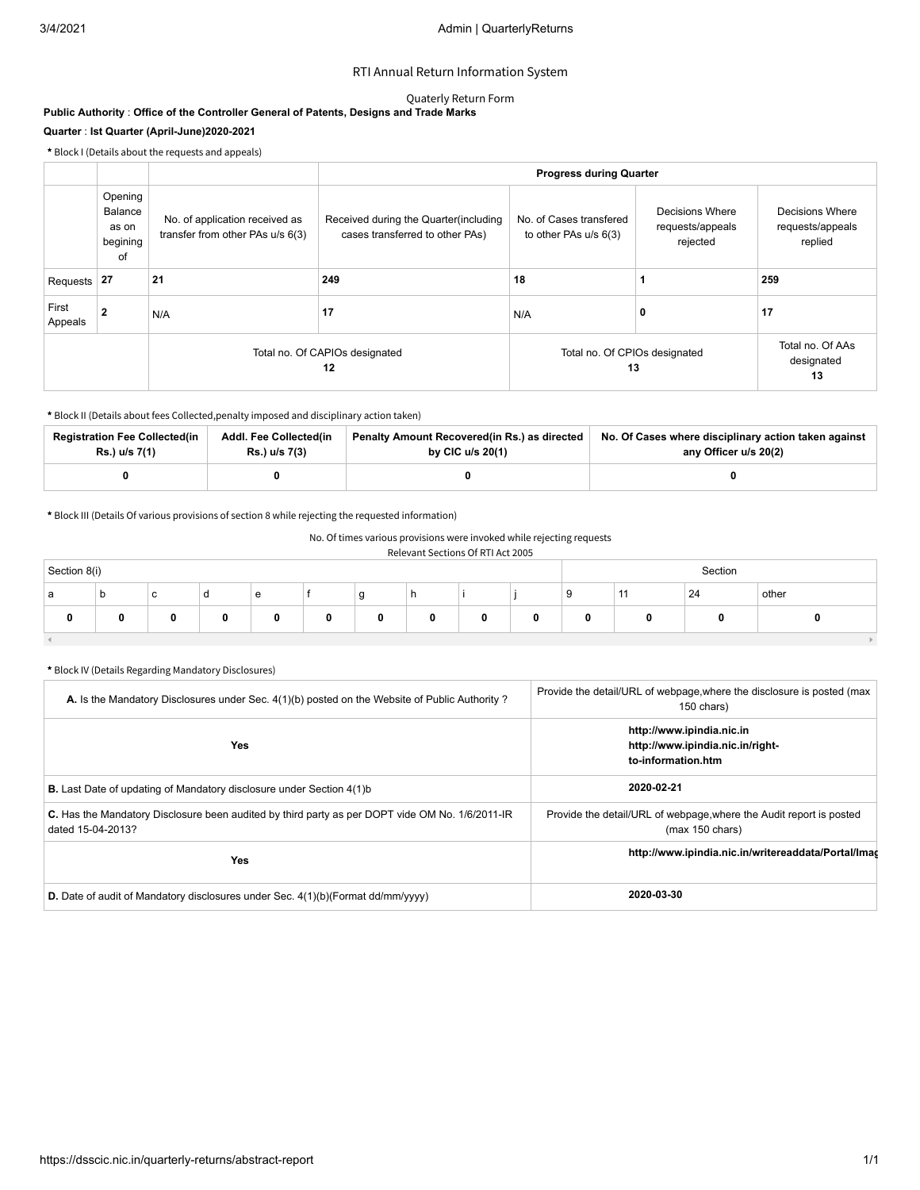RTI Annual Return Information System

Quaterly Return Form

**Public Authority** : **Office of the Controller General of Patents, Designs and Trade Marks**

**Quarter** : **Ist Quarter (April-June)2020-2021**

**\*** Block I (Details about the requests and appeals)

| | | | Progress during Quarter | | | |
|---|---|---|---|---|---|---|
| | Opening Balance as on begining of | No. of application received as transfer from other PAs u/s 6(3) | Received during the Quarter(including cases transferred to other PAs) | No. of Cases transfered to other PAs u/s 6(3) | Decisions Where requests/appeals rejected | Decisions Where requests/appeals replied |
| Requests | **27** | **21** | **249** | **18** | **1** | **259** |
| First Appeals | **2** | N/A | **17** | N/A | **0** | **17** |
| | | Total no. Of CAPIOs designated **12** | | Total no. Of CPIOs designated **13** | | Total no. Of AAs designated **13** |

**\*** Block II (Details about fees Collected,penalty imposed and disciplinary action taken)

| Registration Fee Collected(in Rs.) u/s 7(1) | Addl. Fee Collected(in Rs.) u/s 7(3) | Penalty Amount Recovered(in Rs.) as directed by CIC u/s 20(1) | No. Of Cases where disciplinary action taken against any Officer u/s 20(2) |
|---|---|---|---|
| **0** | **0** | **0** | **0** |

**\*** Block III (Details Of various provisions of section 8 while rejecting the requested information)

No. Of times various provisions were invoked while rejecting requests

Relevant Sections Of RTI Act 2005

| Section 8(i) | | | | | | | | | | Section | | | |
|---|---|---|---|---|---|---|---|---|---|---|---|---|---|
| a | b | c | d | e | f | g | h | i | j | 9 | 11 | 24 | other |
| **0** | **0** | **0** | **0** | **0** | **0** | **0** | **0** | **0** | **0** | **0** | **0** | **0** | **0** |

**\*** Block IV (Details Regarding Mandatory Disclosures)

| **A.** Is the Mandatory Disclosures under Sec. 4(1)(b) posted on the Website of Public Authority ? | Provide the detail/URL of webpage,where the disclosure is posted (max 150 chars) |
|---|---|
| **Yes** | **http://www.ipindia.nic.in http://www.ipindia.nic.in/right-to-information.htm** |
| **B.** Last Date of updating of Mandatory disclosure under Section 4(1)b | **2020-02-21** |
| **C.** Has the Mandatory Disclosure been audited by third party as per DOPT vide OM No. 1/6/2011-IR dated 15-04-2013? | Provide the detail/URL of webpage,where the Audit report is posted (max 150 chars) |
| **Yes** | **http://www.ipindia.nic.in/writereaddata/Portal/Imag** |
| **D.** Date of audit of Mandatory disclosures under Sec. 4(1)(b)(Format dd/mm/yyyy) | **2020-03-30** |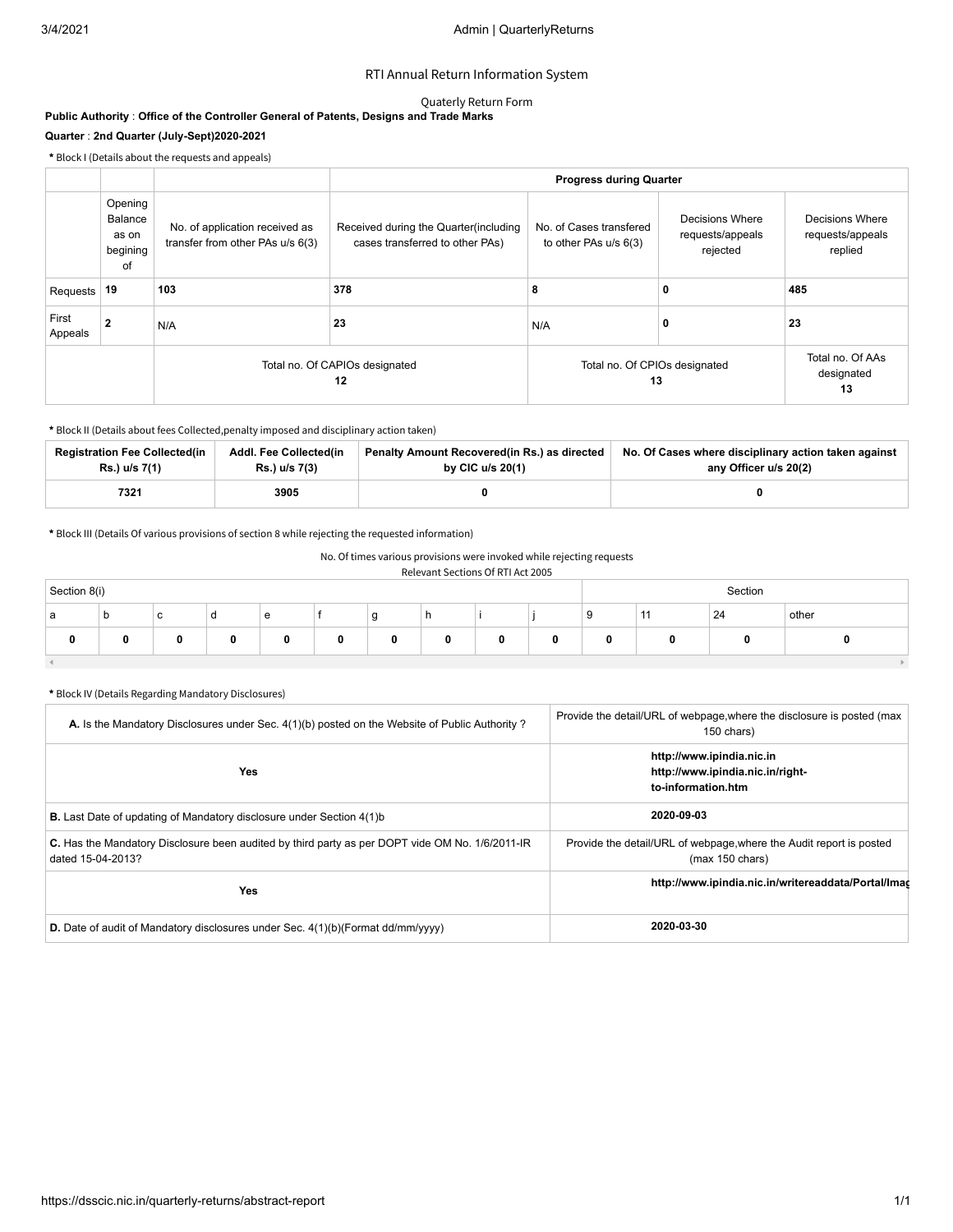RTI Annual Return Information System

Quaterly Return Form

**Public Authority** : **Office of the Controller General of Patents, Designs and Trade Marks**

**Quarter** : **2nd Quarter (July-Sept)2020-2021**

**\*** Block I (Details about the requests and appeals)

| | | | Progress during Quarter | | | |
|---|---|---|---|---|---|---|
| | Opening Balance as on begining of | No. of application received as transfer from other PAs u/s 6(3) | Received during the Quarter(including cases transferred to other PAs) | No. of Cases transfered to other PAs u/s 6(3) | Decisions Where requests/appeals rejected | Decisions Where requests/appeals replied |
| Requests | **19** | **103** | **378** | **8** | **0** | **485** |
| First Appeals | **2** | N/A | **23** | N/A | **0** | **23** |
| | | Total no. Of CAPIOs designated **12** | | Total no. Of CPIOs designated **13** | | Total no. Of AAs designated **13** |

**\*** Block II (Details about fees Collected,penalty imposed and disciplinary action taken)

| Registration Fee Collected(in Rs.) u/s 7(1) | Addl. Fee Collected(in Rs.) u/s 7(3) | Penalty Amount Recovered(in Rs.) as directed by CIC u/s 20(1) | No. Of Cases where disciplinary action taken against any Officer u/s 20(2) |
|---|---|---|---|
| **7321** | **3905** | **0** | **0** |

**\*** Block III (Details Of various provisions of section 8 while rejecting the requested information)

No. Of times various provisions were invoked while rejecting requests

Relevant Sections Of RTI Act 2005

| Section 8(i) | | | | | | | | | | Section | | | |
|---|---|---|---|---|---|---|---|---|---|---|---|---|---|
| a | b | c | d | e | f | g | h | i | j | 9 | 11 | 24 | other |
| **0** | **0** | **0** | **0** | **0** | **0** | **0** | **0** | **0** | **0** | **0** | **0** | **0** | **0** |

**\*** Block IV (Details Regarding Mandatory Disclosures)

| **A.** Is the Mandatory Disclosures under Sec. 4(1)(b) posted on the Website of Public Authority ? | Provide the detail/URL of webpage,where the disclosure is posted (max 150 chars) |
|---|---|
| **Yes** | **http://www.ipindia.nic.in http://www.ipindia.nic.in/right-to-information.htm** |
| **B.** Last Date of updating of Mandatory disclosure under Section 4(1)b | **2020-09-03** |
| **C.** Has the Mandatory Disclosure been audited by third party as per DOPT vide OM No. 1/6/2011-IR dated 15-04-2013? | Provide the detail/URL of webpage,where the Audit report is posted (max 150 chars) |
| **Yes** | **http://www.ipindia.nic.in/writereaddata/Portal/Imag** |
| **D.** Date of audit of Mandatory disclosures under Sec. 4(1)(b)(Format dd/mm/yyyy) | **2020-03-30** |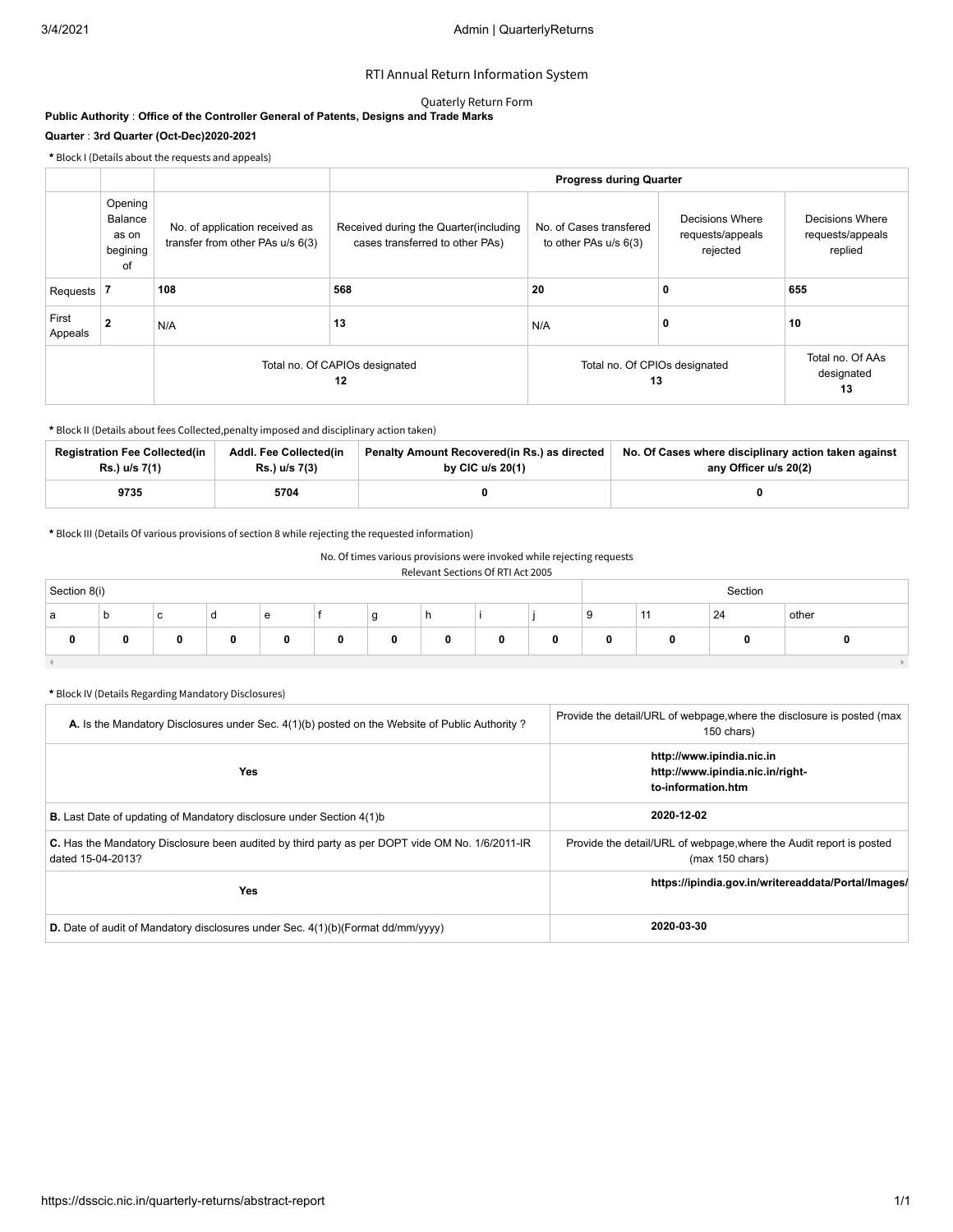RTI Annual Return Information System

Quaterly Return Form

**Public Authority** : **Office of the Controller General of Patents, Designs and Trade Marks**

**Quarter** : **3rd Quarter (Oct-Dec)2020-2021**

**\*** Block I (Details about the requests and appeals)

| | | | Progress during Quarter | | | |
|---|---|---|---|---|---|---|
| | Opening Balance as on begining of | No. of application received as transfer from other PAs u/s 6(3) | Received during the Quarter(including cases transferred to other PAs) | No. of Cases transfered to other PAs u/s 6(3) | Decisions Where requests/appeals rejected | Decisions Where requests/appeals replied |
| Requests | **7** | **108** | **568** | **20** | **0** | **655** |
| First Appeals | **2** | N/A | **13** | N/A | **0** | **10** |
| | | Total no. Of CAPIOs designated **12** | | Total no. Of CPIOs designated **13** | | Total no. Of AAs designated **13** |

**\*** Block II (Details about fees Collected,penalty imposed and disciplinary action taken)

| Registration Fee Collected(in Rs.) u/s 7(1) | Addl. Fee Collected(in Rs.) u/s 7(3) | Penalty Amount Recovered(in Rs.) as directed by CIC u/s 20(1) | No. Of Cases where disciplinary action taken against any Officer u/s 20(2) |
|---|---|---|---|
| **9735** | **5704** | **0** | **0** |

**\*** Block III (Details Of various provisions of section 8 while rejecting the requested information)

No. Of times various provisions were invoked while rejecting requests
Relevant Sections Of RTI Act 2005

| Section 8(i) | | | | | | | | | | Section | | | |
|---|---|---|---|---|---|---|---|---|---|---|---|---|---|
| a | b | c | d | e | f | g | h | i | j | 9 | 11 | 24 | other |
| **0** | **0** | **0** | **0** | **0** | **0** | **0** | **0** | **0** | **0** | **0** | **0** | **0** | **0** |

**\*** Block IV (Details Regarding Mandatory Disclosures)

| **A.** Is the Mandatory Disclosures under Sec. 4(1)(b) posted on the Website of Public Authority ? | Provide the detail/URL of webpage,where the disclosure is posted (max 150 chars) |
|---|---|
| **Yes** | **http://www.ipindia.nic.in http://www.ipindia.nic.in/right-to-information.htm** |
| **B.** Last Date of updating of Mandatory disclosure under Section 4(1)b | **2020-12-02** |
| **C.** Has the Mandatory Disclosure been audited by third party as per DOPT vide OM No. 1/6/2011-IR dated 15-04-2013? | Provide the detail/URL of webpage,where the Audit report is posted (max 150 chars) |
| **Yes** | **https://ipindia.gov.in/writereaddata/Portal/Images/** |
| **D.** Date of audit of Mandatory disclosures under Sec. 4(1)(b)(Format dd/mm/yyyy) | **2020-03-30** |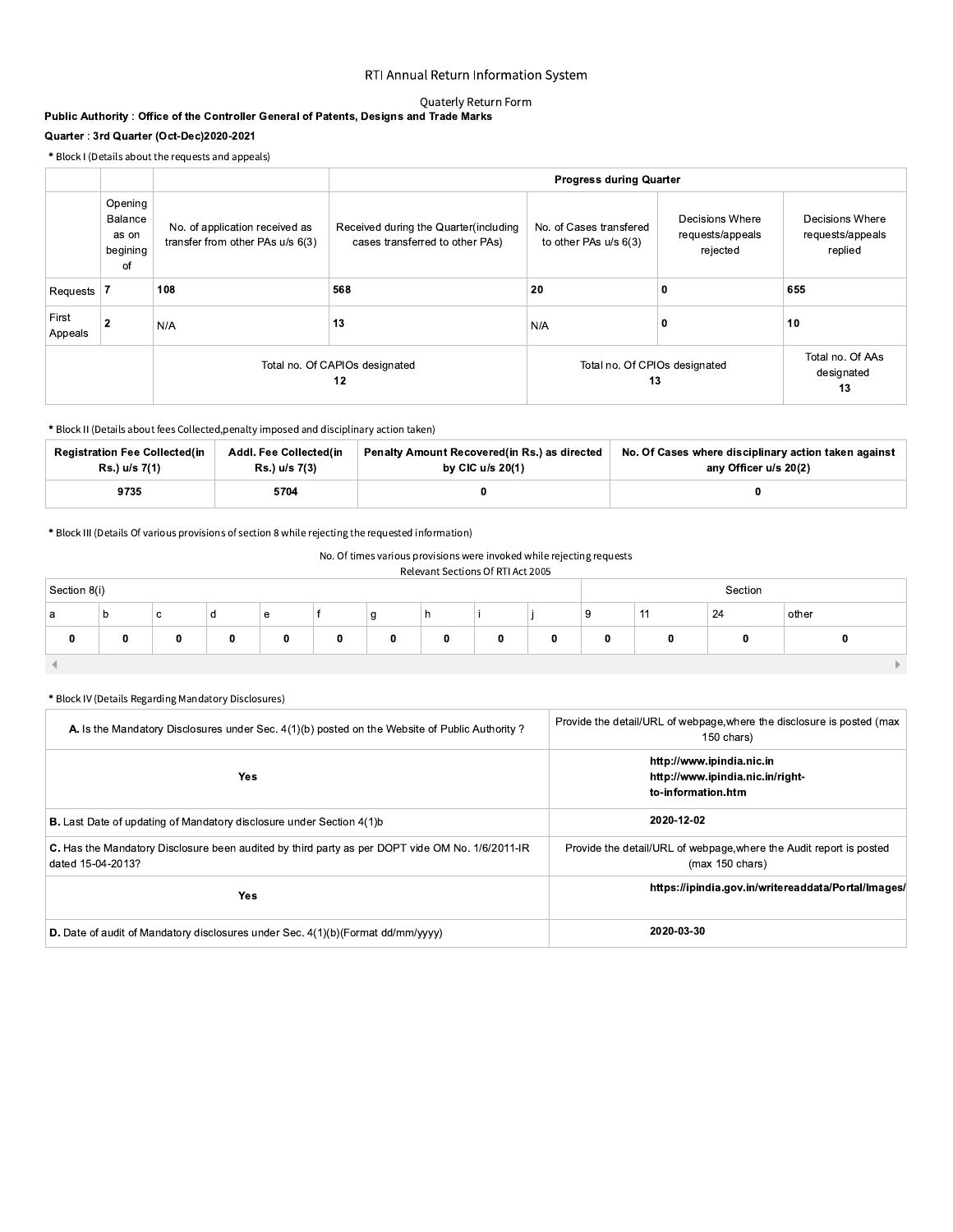# RTI Annual Return Information System

Quaterly Return Form

**Public Authority : Office of the Controller General of Patents, Designs and Trade Marks**

**Quarter : 3rd Quarter (Oct-Dec)2020-2021**

**\*** Block I (Details about the requests and appeals)

| | | | Progress during Quarter | | | |
|---|---|---|---|---|---|---|
| | Opening Balance as on begining of | No. of application received as transfer from other PAs u/s 6(3) | Received during the Quarter(including cases transferred to other PAs) | No. of Cases transfered to other PAs u/s 6(3) | Decisions Where requests/appeals rejected | Decisions Where requests/appeals replied |
| Requests | 7 | 108 | 568 | 20 | 0 | 655 |
| First Appeals | 2 | N/A | 13 | N/A | 0 | 10 |
| | | Total no. Of CAPIOs designated 12 | | Total no. Of CPIOs designated 13 | | Total no. Of AAs designated 13 |

**\*** Block II (Details about fees Collected,penalty imposed and disciplinary action taken)

| Registration Fee Collected(in Rs.) u/s 7(1) | Addl. Fee Collected(in Rs.) u/s 7(3) | Penalty Amount Recovered(in Rs.) as directed by CIC u/s 20(1) | No. Of Cases where disciplinary action taken against any Officer u/s 20(2) |
|---|---|---|---|
| 9735 | 5704 | 0 | 0 |

**\*** Block III (Details Of various provisions of section 8 while rejecting the requested information)

No. Of times various provisions were invoked while rejecting requests

Relevant Sections Of RTI Act 2005

| Section 8(i) | | | | | | | | | | Section | | | |
|---|---|---|---|---|---|---|---|---|---|---|---|---|---|
| a | b | c | d | e | f | g | h | i | j | 9 | 11 | 24 | other |
| 0 | 0 | 0 | 0 | 0 | 0 | 0 | 0 | 0 | 0 | 0 | 0 | 0 | 0 |

**\*** Block IV (Details Regarding Mandatory Disclosures)

| **A.** Is the Mandatory Disclosures under Sec. 4(1)(b) posted on the Website of Public Authority ? | Provide the detail/URL of webpage,where the disclosure is posted (max 150 chars) |
|---|---|
| **Yes** | **http://www.ipindia.nic.in http://www.ipindia.nic.in/right-to-information.htm** |
| **B.** Last Date of updating of Mandatory disclosure under Section 4(1)b | **2020-12-02** |
| **C.** Has the Mandatory Disclosure been audited by third party as per DOPT vide OM No. 1/6/2011-IR dated 15-04-2013? | Provide the detail/URL of webpage,where the Audit report is posted (max 150 chars) |
| **Yes** | **https://ipindia.gov.in/writereaddata/Portal/Images/** |
| **D.** Date of audit of Mandatory disclosures under Sec. 4(1)(b)(Format dd/mm/yyyy) | **2020-03-30** |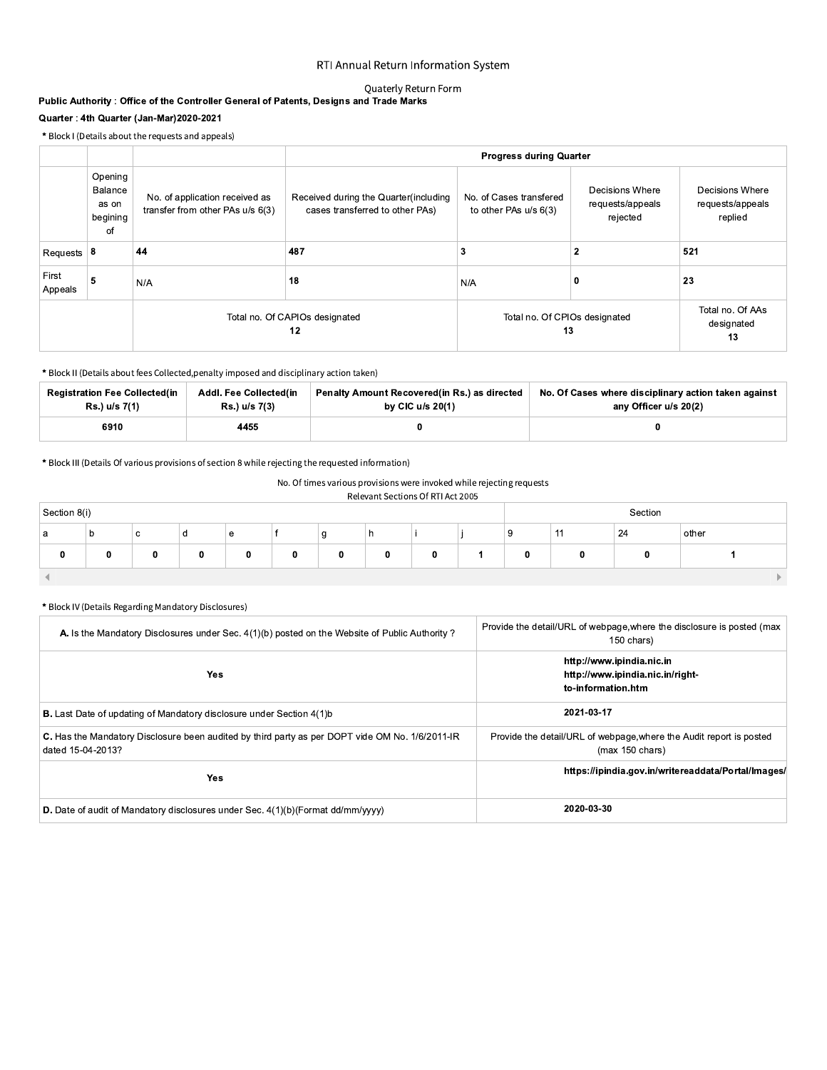RTI Annual Return Information System

Quaterly Return Form

**Public Authority : Office of the Controller General of Patents, Designs and Trade Marks**

**Quarter : 4th Quarter (Jan-Mar)2020-2021**

**\*** Block I (Details about the requests and appeals)

| | | | Progress during Quarter | | | |
|---|---|---|---|---|---|---|
| | Opening Balance as on begining of | No. of application received as transfer from other PAs u/s 6(3) | Received during the Quarter(including cases transferred to other PAs) | No. of Cases transfered to other PAs u/s 6(3) | Decisions Where requests/appeals rejected | Decisions Where requests/appeals replied |
| Requests | 8 | 44 | 487 | 3 | 2 | 521 |
| First Appeals | 5 | N/A | 18 | N/A | 0 | 23 |
| | | Total no. Of CAPIOs designated 12 | | Total no. Of CPIOs designated 13 | | Total no. Of AAs designated 13 |

**\*** Block II (Details about fees Collected,penalty imposed and disciplinary action taken)

| Registration Fee Collected(in Rs.) u/s 7(1) | Addl. Fee Collected(in Rs.) u/s 7(3) | Penalty Amount Recovered(in Rs.) as directed by CIC u/s 20(1) | No. Of Cases where disciplinary action taken against any Officer u/s 20(2) |
|---|---|---|---|
| 6910 | 4455 | 0 | 0 |

**\*** Block III (Details Of various provisions of section 8 while rejecting the requested information)

No. Of times various provisions were invoked while rejecting requests

Relevant Sections Of RTI Act 2005

| Section 8(i) | | | | | | | | | | Section | | | |
|---|---|---|---|---|---|---|---|---|---|---|---|---|---|
| a | b | c | d | e | f | g | h | i | j | 9 | 11 | 24 | other |
| 0 | 0 | 0 | 0 | 0 | 0 | 0 | 0 | 0 | 1 | 0 | 0 | 0 | 1 |

**\*** Block IV (Details Regarding Mandatory Disclosures)

| **A.** Is the Mandatory Disclosures under Sec. 4(1)(b) posted on the Website of Public Authority ? | Provide the detail/URL of webpage,where the disclosure is posted (max 150 chars) |
|---|---|
| **Yes** | **http://www.ipindia.nic.in http://www.ipindia.nic.in/right-to-information.htm** |
| **B.** Last Date of updating of Mandatory disclosure under Section 4(1)b | **2021-03-17** |
| **C.** Has the Mandatory Disclosure been audited by third party as per DOPT vide OM No. 1/6/2011-IR dated 15-04-2013? | Provide the detail/URL of webpage,where the Audit report is posted (max 150 chars) |
| **Yes** | **https://ipindia.gov.in/writereaddata/Portal/Images/** |
| **D.** Date of audit of Mandatory disclosures under Sec. 4(1)(b)(Format dd/mm/yyyy) | **2020-03-30** |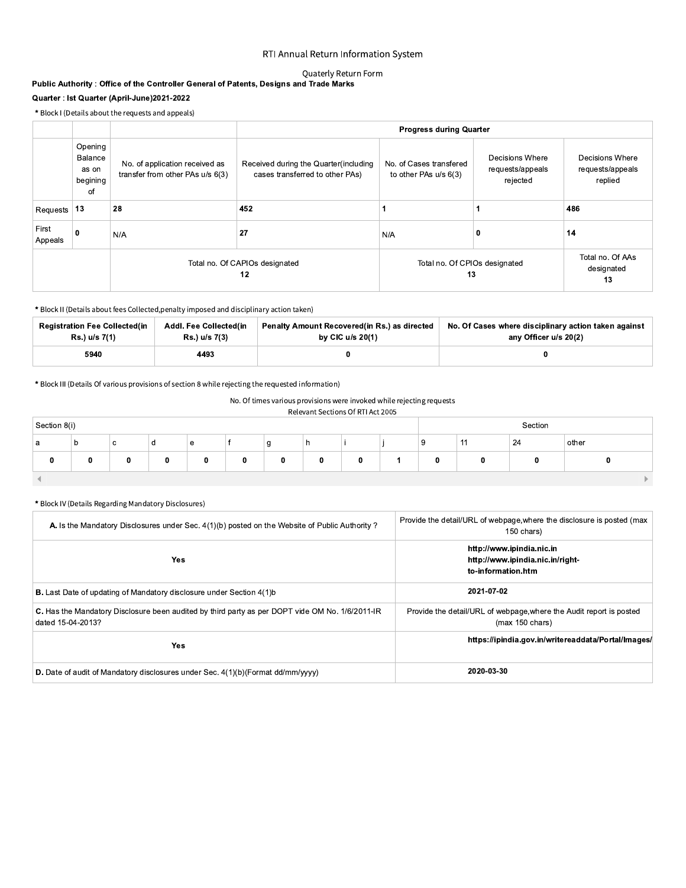RTI Annual Return Information System

Quaterly Return Form

**Public Authority : Office of the Controller General of Patents, Designs and Trade Marks**

**Quarter : Ist Quarter (April-June)2021-2022**

\* Block I (Details about the requests and appeals)

| | | | Progress during Quarter | | | |
|---|---|---|---|---|---|---|
| | Opening Balance as on begining of | No. of application received as transfer from other PAs u/s 6(3) | Received during the Quarter(including cases transferred to other PAs) | No. of Cases transfered to other PAs u/s 6(3) | Decisions Where requests/appeals rejected | Decisions Where requests/appeals replied |
| Requests | 13 | 28 | 452 | 1 | 1 | 486 |
| First Appeals | 0 | N/A | 27 | N/A | 0 | 14 |
| | | Total no. Of CAPIOs designated 12 | | Total no. Of CPIOs designated 13 | | Total no. Of AAs designated 13 |

\* Block II (Details about fees Collected,penalty imposed and disciplinary action taken)

| Registration Fee Collected(in Rs.) u/s 7(1) | Addl. Fee Collected(in Rs.) u/s 7(3) | Penalty Amount Recovered(in Rs.) as directed by CIC u/s 20(1) | No. Of Cases where disciplinary action taken against any Officer u/s 20(2) |
|---|---|---|---|
| 5940 | 4493 | 0 | 0 |

\* Block III (Details Of various provisions of section 8 while rejecting the requested information)

No. Of times various provisions were invoked while rejecting requests

Relevant Sections Of RTI Act 2005

| Section 8(i) | | | | | | | | | | Section | | | |
|---|---|---|---|---|---|---|---|---|---|---|---|---|---|
| a | b | c | d | e | f | g | h | i | j | 9 | 11 | 24 | other |
| 0 | 0 | 0 | 0 | 0 | 0 | 0 | 0 | 0 | 1 | 0 | 0 | 0 | 0 |

\* Block IV (Details Regarding Mandatory Disclosures)

| **A.** Is the Mandatory Disclosures under Sec. 4(1)(b) posted on the Website of Public Authority ? | Provide the detail/URL of webpage,where the disclosure is posted (max 150 chars) |
|---|---|
| **Yes** | **http://www.ipindia.nic.in http://www.ipindia.nic.in/right-to-information.htm** |
| **B.** Last Date of updating of Mandatory disclosure under Section 4(1)b | **2021-07-02** |
| **C.** Has the Mandatory Disclosure been audited by third party as per DOPT vide OM No. 1/6/2011-IR dated 15-04-2013? | Provide the detail/URL of webpage,where the Audit report is posted (max 150 chars) |
| **Yes** | **https://ipindia.gov.in/writereaddata/Portal/Images/** |
| **D.** Date of audit of Mandatory disclosures under Sec. 4(1)(b)(Format dd/mm/yyyy) | **2020-03-30** |